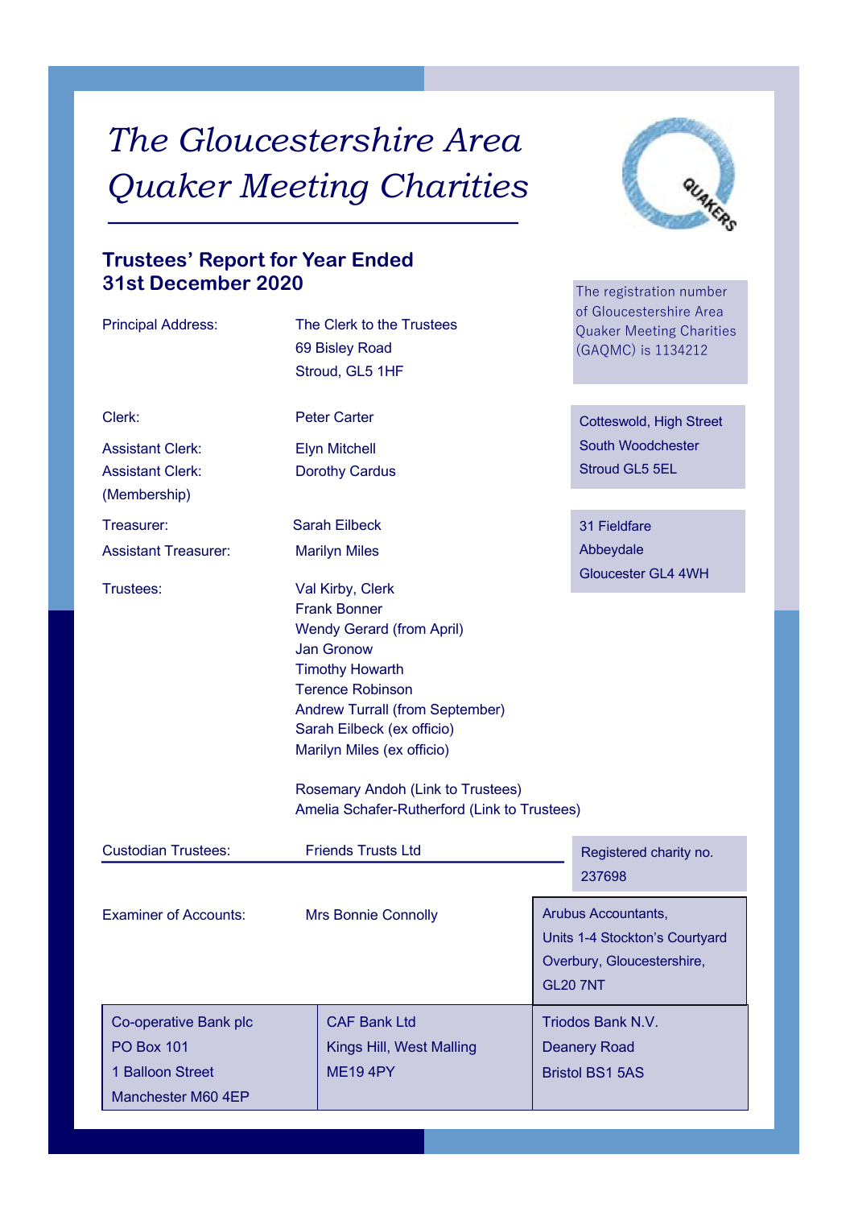# *The Gloucestershire Area Quaker Meeting Charities*

## Trustees' Report for Year Ended 31st December 2020

The registration number of Gloucestershire Area Quaker Meeting Charities (GAQMC) is 1134212

Principal Address: The Clerk to the Trustees
69 Bisley Road
Stroud, GL5 1HF

Clerk: Peter Carter

Assistant Clerk: Elyn Mitchell

Assistant Clerk: (Membership) Dorothy Cardus

Cotteswold, High Street
South Woodchester
Stroud GL5 5EL

Treasurer: Sarah Eilbeck

Assistant Treasurer: Marilyn Miles

31 Fieldfare
Abbeydale
Gloucester GL4 4WH

Trustees:
- Val Kirby, Clerk
- Frank Bonner
- Wendy Gerard (from April)
- Jan Gronow
- Timothy Howarth
- Terence Robinson
- Andrew Turrall (from September)
- Sarah Eilbeck (ex officio)
- Marilyn Miles (ex officio)

Rosemary Andoh (Link to Trustees)
Amelia Schafer-Rutherford (Link to Trustees)

Custodian Trustees: Friends Trusts Ltd

Registered charity no. 237698

Examiner of Accounts: Mrs Bonnie Connolly

Arubus Accountants,
Units 1-4 Stockton's Courtyard
Overbury, Gloucestershire,
GL20 7NT

| Co-operative Bank plc | CAF Bank Ltd | Triodos Bank N.V. |
|---|---|---|
| PO Box 101 | Kings Hill, West Malling | Deanery Road |
| 1 Balloon Street | ME19 4PY | Bristol BS1 5AS |
| Manchester M60 4EP | | |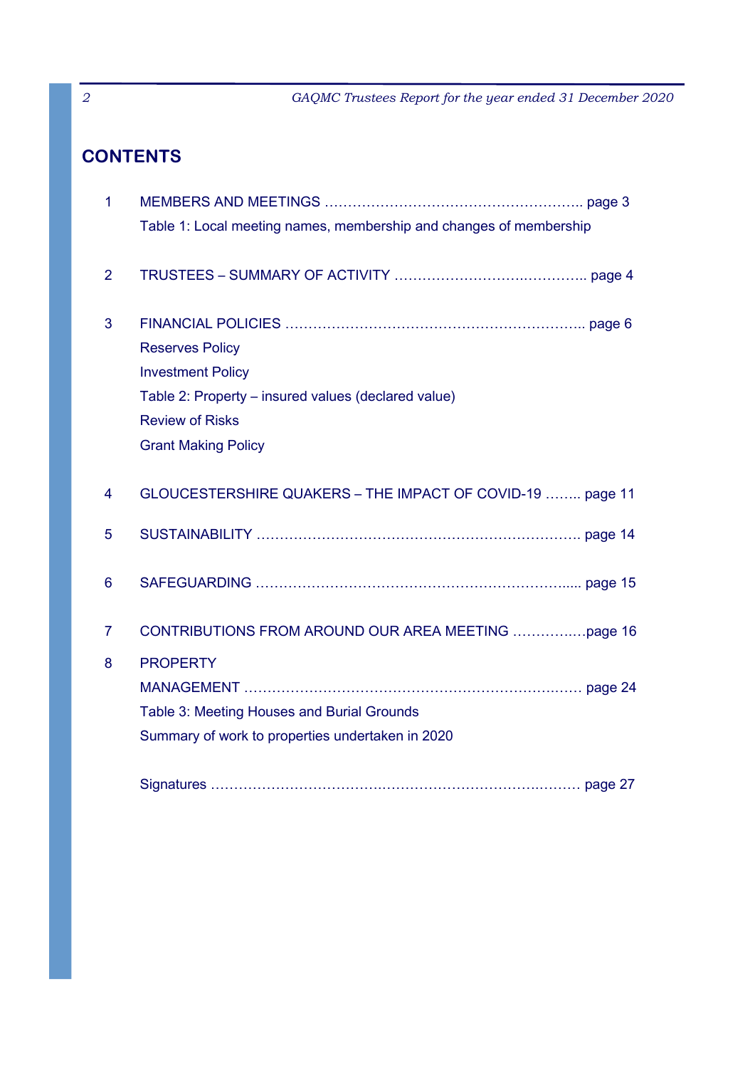## CONTENTS

1 MEMBERS AND MEETINGS ……………………………………………….. page 3
   Table 1: Local meeting names, membership and changes of membership

2 TRUSTEES – SUMMARY OF ACTIVITY …………………….………….. page 4

3 FINANCIAL POLICIES ……………………………………………………….. page 6
   Reserves Policy
   Investment Policy
   Table 2: Property – insured values (declared value)
   Review of Risks
   Grant Making Policy

4 GLOUCESTERSHIRE QUAKERS – THE IMPACT OF COVID-19 …….. page 11

5 SUSTAINABILITY …………………………………………………………… page 14

6 SAFEGUARDING …………………………………………………………..... page 15

7 CONTRIBUTIONS FROM AROUND OUR AREA MEETING …………….page 16

8 PROPERTY MANAGEMENT ………………………………………………… page 24
   Table 3: Meeting Houses and Burial Grounds
   Summary of work to properties undertaken in 2020

Signatures …………………………………………………………………… page 27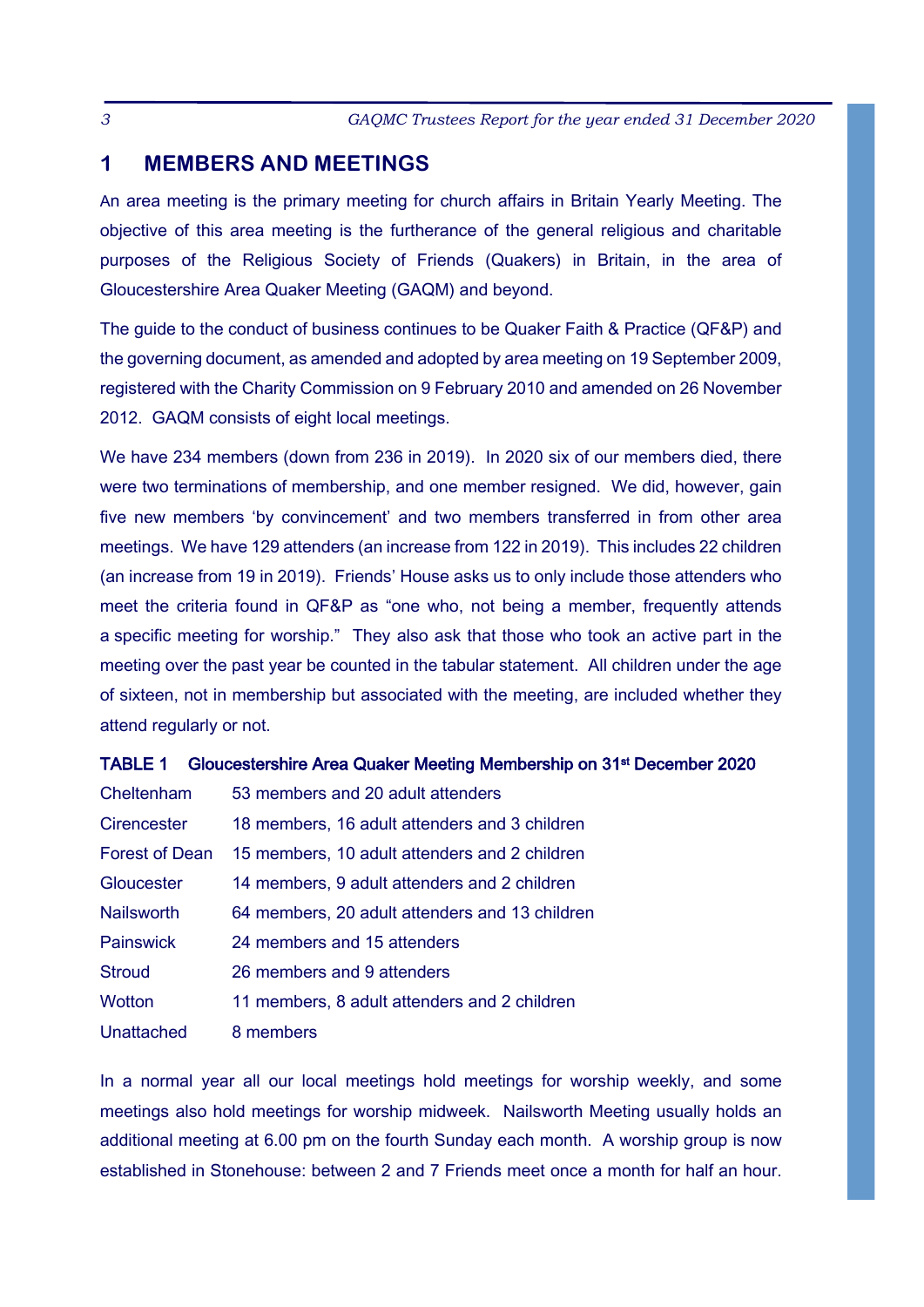# 1 MEMBERS AND MEETINGS

An area meeting is the primary meeting for church affairs in Britain Yearly Meeting. The objective of this area meeting is the furtherance of the general religious and charitable purposes of the Religious Society of Friends (Quakers) in Britain, in the area of Gloucestershire Area Quaker Meeting (GAQM) and beyond.

The guide to the conduct of business continues to be Quaker Faith & Practice (QF&P) and the governing document, as amended and adopted by area meeting on 19 September 2009, registered with the Charity Commission on 9 February 2010 and amended on 26 November 2012. GAQM consists of eight local meetings.

We have 234 members (down from 236 in 2019). In 2020 six of our members died, there were two terminations of membership, and one member resigned. We did, however, gain five new members 'by convincement' and two members transferred in from other area meetings. We have 129 attenders (an increase from 122 in 2019). This includes 22 children (an increase from 19 in 2019). Friends' House asks us to only include those attenders who meet the criteria found in QF&P as "one who, not being a member, frequently attends a specific meeting for worship." They also ask that those who took an active part in the meeting over the past year be counted in the tabular statement. All children under the age of sixteen, not in membership but associated with the meeting, are included whether they attend regularly or not.

**TABLE 1 Gloucestershire Area Quaker Meeting Membership on 31st December 2020**

| | |
|---|---|
| Cheltenham | 53 members and 20 adult attenders |
| Cirencester | 18 members, 16 adult attenders and 3 children |
| Forest of Dean | 15 members, 10 adult attenders and 2 children |
| Gloucester | 14 members, 9 adult attenders and 2 children |
| Nailsworth | 64 members, 20 adult attenders and 13 children |
| Painswick | 24 members and 15 attenders |
| Stroud | 26 members and 9 attenders |
| Wotton | 11 members, 8 adult attenders and 2 children |
| Unattached | 8 members |

In a normal year all our local meetings hold meetings for worship weekly, and some meetings also hold meetings for worship midweek. Nailsworth Meeting usually holds an additional meeting at 6.00 pm on the fourth Sunday each month. A worship group is now established in Stonehouse: between 2 and 7 Friends meet once a month for half an hour.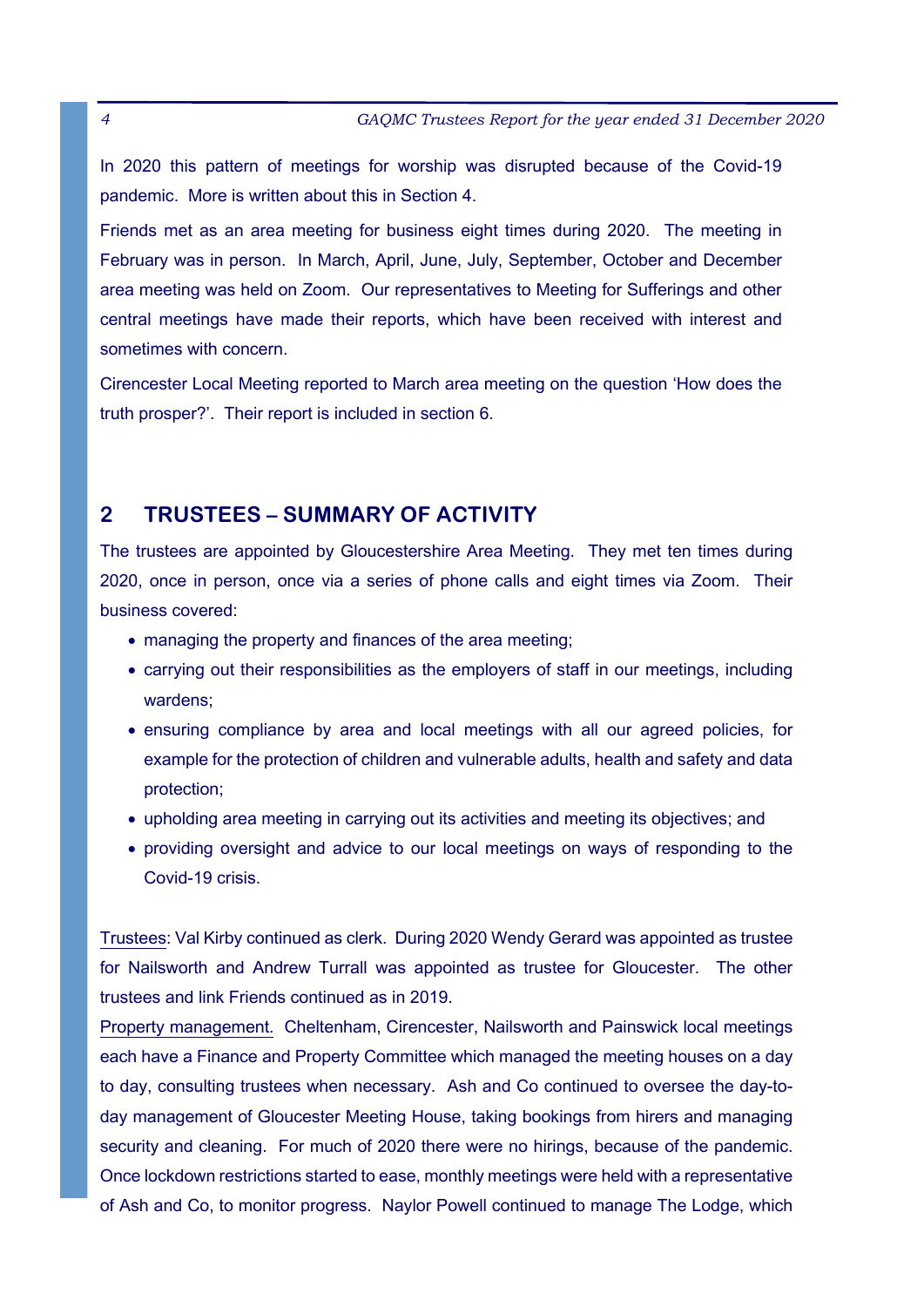In 2020 this pattern of meetings for worship was disrupted because of the Covid-19 pandemic. More is written about this in Section 4.

Friends met as an area meeting for business eight times during 2020. The meeting in February was in person. In March, April, June, July, September, October and December area meeting was held on Zoom. Our representatives to Meeting for Sufferings and other central meetings have made their reports, which have been received with interest and sometimes with concern.

Cirencester Local Meeting reported to March area meeting on the question 'How does the truth prosper?'. Their report is included in section 6.

## 2 TRUSTEES – SUMMARY OF ACTIVITY

The trustees are appointed by Gloucestershire Area Meeting. They met ten times during 2020, once in person, once via a series of phone calls and eight times via Zoom. Their business covered:

- managing the property and finances of the area meeting;
- carrying out their responsibilities as the employers of staff in our meetings, including wardens;
- ensuring compliance by area and local meetings with all our agreed policies, for example for the protection of children and vulnerable adults, health and safety and data protection;
- upholding area meeting in carrying out its activities and meeting its objectives; and
- providing oversight and advice to our local meetings on ways of responding to the Covid-19 crisis.

Trustees: Val Kirby continued as clerk. During 2020 Wendy Gerard was appointed as trustee for Nailsworth and Andrew Turrall was appointed as trustee for Gloucester. The other trustees and link Friends continued as in 2019.

Property management. Cheltenham, Cirencester, Nailsworth and Painswick local meetings each have a Finance and Property Committee which managed the meeting houses on a day to day, consulting trustees when necessary. Ash and Co continued to oversee the day-to-day management of Gloucester Meeting House, taking bookings from hirers and managing security and cleaning. For much of 2020 there were no hirings, because of the pandemic. Once lockdown restrictions started to ease, monthly meetings were held with a representative of Ash and Co, to monitor progress. Naylor Powell continued to manage The Lodge, which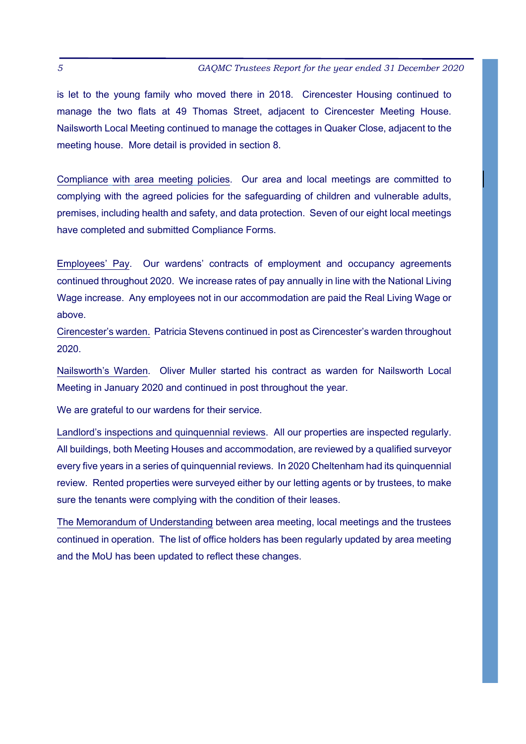is let to the young family who moved there in 2018. Cirencester Housing continued to manage the two flats at 49 Thomas Street, adjacent to Cirencester Meeting House. Nailsworth Local Meeting continued to manage the cottages in Quaker Close, adjacent to the meeting house. More detail is provided in section 8.

Compliance with area meeting policies. Our area and local meetings are committed to complying with the agreed policies for the safeguarding of children and vulnerable adults, premises, including health and safety, and data protection. Seven of our eight local meetings have completed and submitted Compliance Forms.

Employees' Pay. Our wardens' contracts of employment and occupancy agreements continued throughout 2020. We increase rates of pay annually in line with the National Living Wage increase. Any employees not in our accommodation are paid the Real Living Wage or above.

Cirencester's warden. Patricia Stevens continued in post as Cirencester's warden throughout 2020.

Nailsworth's Warden. Oliver Muller started his contract as warden for Nailsworth Local Meeting in January 2020 and continued in post throughout the year.

We are grateful to our wardens for their service.

Landlord's inspections and quinquennial reviews. All our properties are inspected regularly. All buildings, both Meeting Houses and accommodation, are reviewed by a qualified surveyor every five years in a series of quinquennial reviews. In 2020 Cheltenham had its quinquennial review. Rented properties were surveyed either by our letting agents or by trustees, to make sure the tenants were complying with the condition of their leases.

The Memorandum of Understanding between area meeting, local meetings and the trustees continued in operation. The list of office holders has been regularly updated by area meeting and the MoU has been updated to reflect these changes.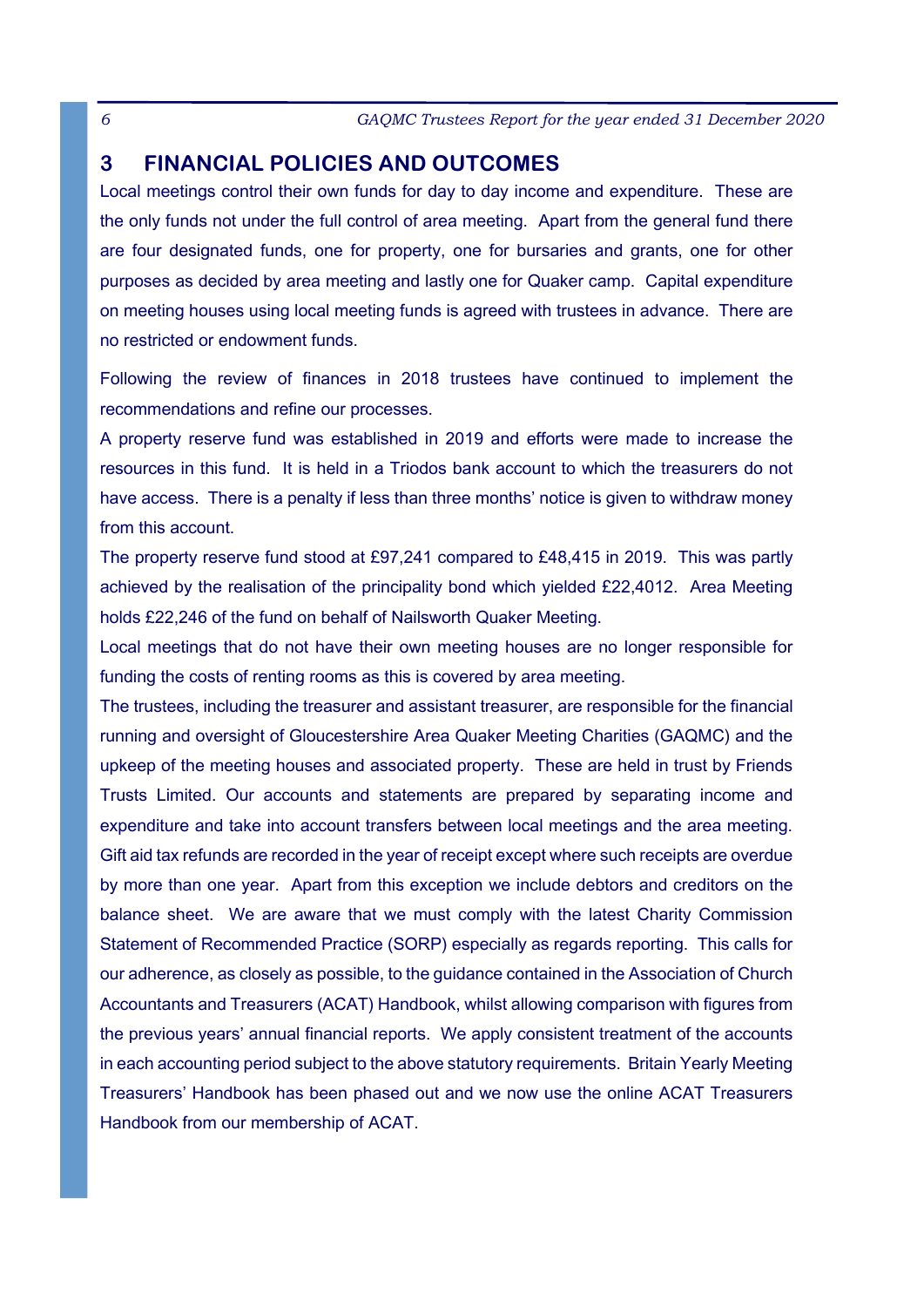## 3 FINANCIAL POLICIES AND OUTCOMES

Local meetings control their own funds for day to day income and expenditure. These are the only funds not under the full control of area meeting. Apart from the general fund there are four designated funds, one for property, one for bursaries and grants, one for other purposes as decided by area meeting and lastly one for Quaker camp. Capital expenditure on meeting houses using local meeting funds is agreed with trustees in advance. There are no restricted or endowment funds.

Following the review of finances in 2018 trustees have continued to implement the recommendations and refine our processes.

A property reserve fund was established in 2019 and efforts were made to increase the resources in this fund. It is held in a Triodos bank account to which the treasurers do not have access. There is a penalty if less than three months' notice is given to withdraw money from this account.

The property reserve fund stood at £97,241 compared to £48,415 in 2019. This was partly achieved by the realisation of the principality bond which yielded £22,4012. Area Meeting holds £22,246 of the fund on behalf of Nailsworth Quaker Meeting.

Local meetings that do not have their own meeting houses are no longer responsible for funding the costs of renting rooms as this is covered by area meeting.

The trustees, including the treasurer and assistant treasurer, are responsible for the financial running and oversight of Gloucestershire Area Quaker Meeting Charities (GAQMC) and the upkeep of the meeting houses and associated property. These are held in trust by Friends Trusts Limited. Our accounts and statements are prepared by separating income and expenditure and take into account transfers between local meetings and the area meeting. Gift aid tax refunds are recorded in the year of receipt except where such receipts are overdue by more than one year. Apart from this exception we include debtors and creditors on the balance sheet. We are aware that we must comply with the latest Charity Commission Statement of Recommended Practice (SORP) especially as regards reporting. This calls for our adherence, as closely as possible, to the guidance contained in the Association of Church Accountants and Treasurers (ACAT) Handbook, whilst allowing comparison with figures from the previous years' annual financial reports. We apply consistent treatment of the accounts in each accounting period subject to the above statutory requirements. Britain Yearly Meeting Treasurers' Handbook has been phased out and we now use the online ACAT Treasurers Handbook from our membership of ACAT.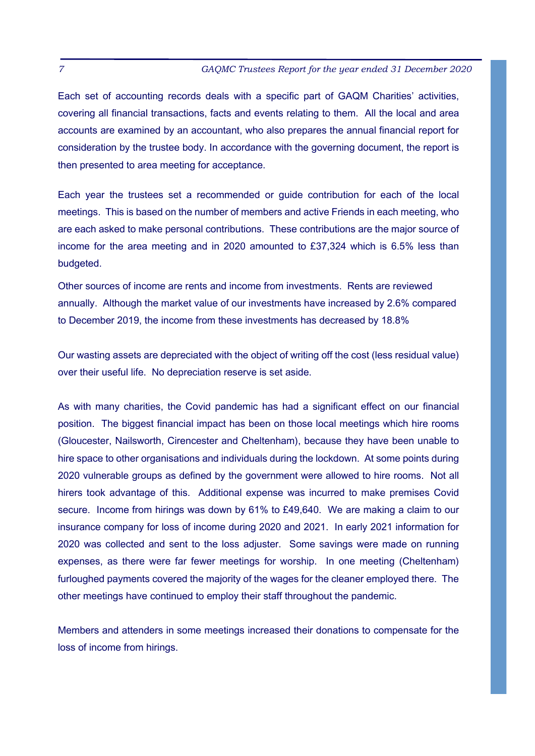Each set of accounting records deals with a specific part of GAQM Charities' activities, covering all financial transactions, facts and events relating to them. All the local and area accounts are examined by an accountant, who also prepares the annual financial report for consideration by the trustee body. In accordance with the governing document, the report is then presented to area meeting for acceptance.

Each year the trustees set a recommended or guide contribution for each of the local meetings. This is based on the number of members and active Friends in each meeting, who are each asked to make personal contributions. These contributions are the major source of income for the area meeting and in 2020 amounted to £37,324 which is 6.5% less than budgeted.

Other sources of income are rents and income from investments. Rents are reviewed annually. Although the market value of our investments have increased by 2.6% compared to December 2019, the income from these investments has decreased by 18.8%

Our wasting assets are depreciated with the object of writing off the cost (less residual value) over their useful life. No depreciation reserve is set aside.

As with many charities, the Covid pandemic has had a significant effect on our financial position. The biggest financial impact has been on those local meetings which hire rooms (Gloucester, Nailsworth, Cirencester and Cheltenham), because they have been unable to hire space to other organisations and individuals during the lockdown. At some points during 2020 vulnerable groups as defined by the government were allowed to hire rooms. Not all hirers took advantage of this. Additional expense was incurred to make premises Covid secure. Income from hirings was down by 61% to £49,640. We are making a claim to our insurance company for loss of income during 2020 and 2021. In early 2021 information for 2020 was collected and sent to the loss adjuster. Some savings were made on running expenses, as there were far fewer meetings for worship. In one meeting (Cheltenham) furloughed payments covered the majority of the wages for the cleaner employed there. The other meetings have continued to employ their staff throughout the pandemic.

Members and attenders in some meetings increased their donations to compensate for the loss of income from hirings.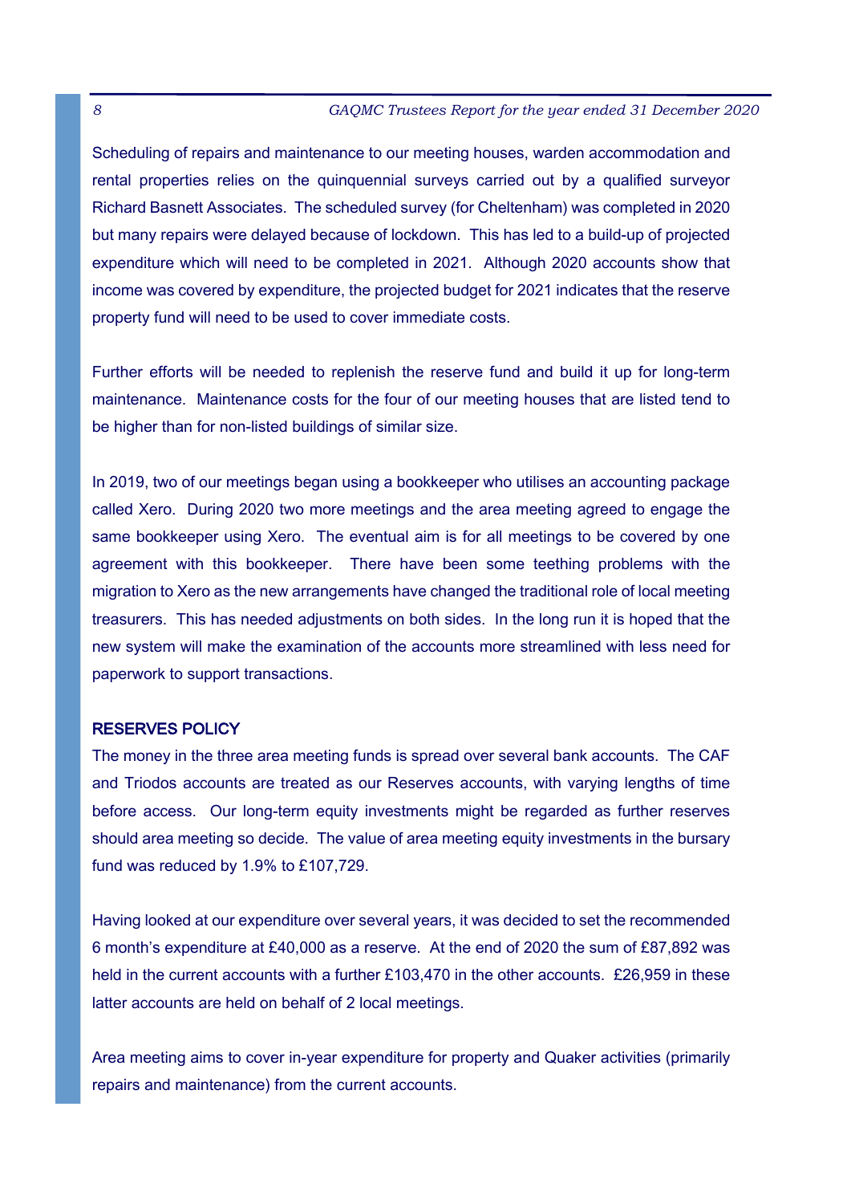Scheduling of repairs and maintenance to our meeting houses, warden accommodation and rental properties relies on the quinquennial surveys carried out by a qualified surveyor Richard Basnett Associates. The scheduled survey (for Cheltenham) was completed in 2020 but many repairs were delayed because of lockdown. This has led to a build-up of projected expenditure which will need to be completed in 2021. Although 2020 accounts show that income was covered by expenditure, the projected budget for 2021 indicates that the reserve property fund will need to be used to cover immediate costs.

Further efforts will be needed to replenish the reserve fund and build it up for long-term maintenance. Maintenance costs for the four of our meeting houses that are listed tend to be higher than for non-listed buildings of similar size.

In 2019, two of our meetings began using a bookkeeper who utilises an accounting package called Xero. During 2020 two more meetings and the area meeting agreed to engage the same bookkeeper using Xero. The eventual aim is for all meetings to be covered by one agreement with this bookkeeper. There have been some teething problems with the migration to Xero as the new arrangements have changed the traditional role of local meeting treasurers. This has needed adjustments on both sides. In the long run it is hoped that the new system will make the examination of the accounts more streamlined with less need for paperwork to support transactions.

## RESERVES POLICY

The money in the three area meeting funds is spread over several bank accounts. The CAF and Triodos accounts are treated as our Reserves accounts, with varying lengths of time before access. Our long-term equity investments might be regarded as further reserves should area meeting so decide. The value of area meeting equity investments in the bursary fund was reduced by 1.9% to £107,729.

Having looked at our expenditure over several years, it was decided to set the recommended 6 month's expenditure at £40,000 as a reserve. At the end of 2020 the sum of £87,892 was held in the current accounts with a further £103,470 in the other accounts. £26,959 in these latter accounts are held on behalf of 2 local meetings.

Area meeting aims to cover in-year expenditure for property and Quaker activities (primarily repairs and maintenance) from the current accounts.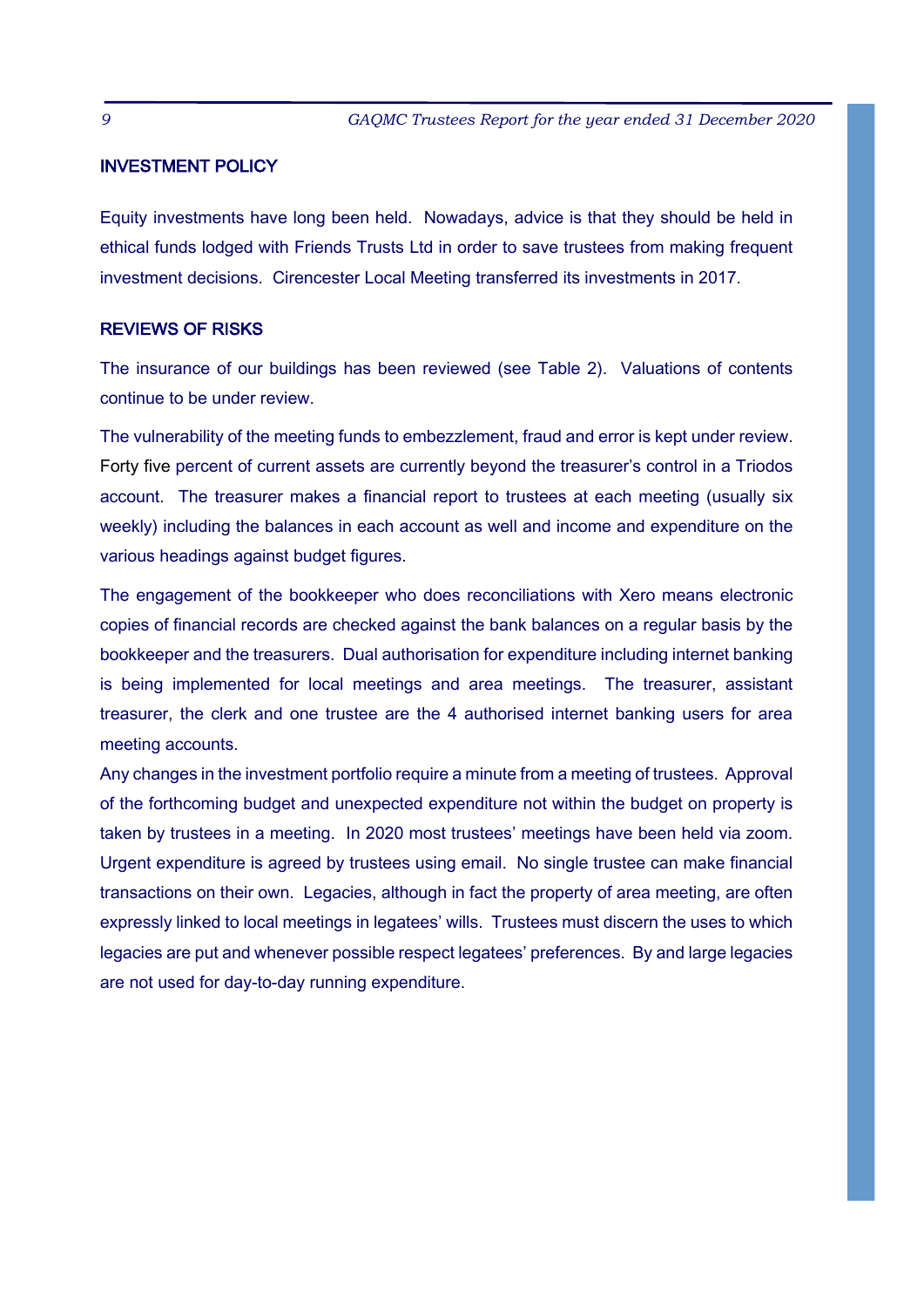## INVESTMENT POLICY

Equity investments have long been held. Nowadays, advice is that they should be held in ethical funds lodged with Friends Trusts Ltd in order to save trustees from making frequent investment decisions. Cirencester Local Meeting transferred its investments in 2017.

## REVIEWS OF RISKS

The insurance of our buildings has been reviewed (see Table 2). Valuations of contents continue to be under review.

The vulnerability of the meeting funds to embezzlement, fraud and error is kept under review. Forty five percent of current assets are currently beyond the treasurer's control in a Triodos account. The treasurer makes a financial report to trustees at each meeting (usually six weekly) including the balances in each account as well and income and expenditure on the various headings against budget figures.

The engagement of the bookkeeper who does reconciliations with Xero means electronic copies of financial records are checked against the bank balances on a regular basis by the bookkeeper and the treasurers. Dual authorisation for expenditure including internet banking is being implemented for local meetings and area meetings. The treasurer, assistant treasurer, the clerk and one trustee are the 4 authorised internet banking users for area meeting accounts.

Any changes in the investment portfolio require a minute from a meeting of trustees. Approval of the forthcoming budget and unexpected expenditure not within the budget on property is taken by trustees in a meeting. In 2020 most trustees' meetings have been held via zoom. Urgent expenditure is agreed by trustees using email. No single trustee can make financial transactions on their own. Legacies, although in fact the property of area meeting, are often expressly linked to local meetings in legatees' wills. Trustees must discern the uses to which legacies are put and whenever possible respect legatees' preferences. By and large legacies are not used for day-to-day running expenditure.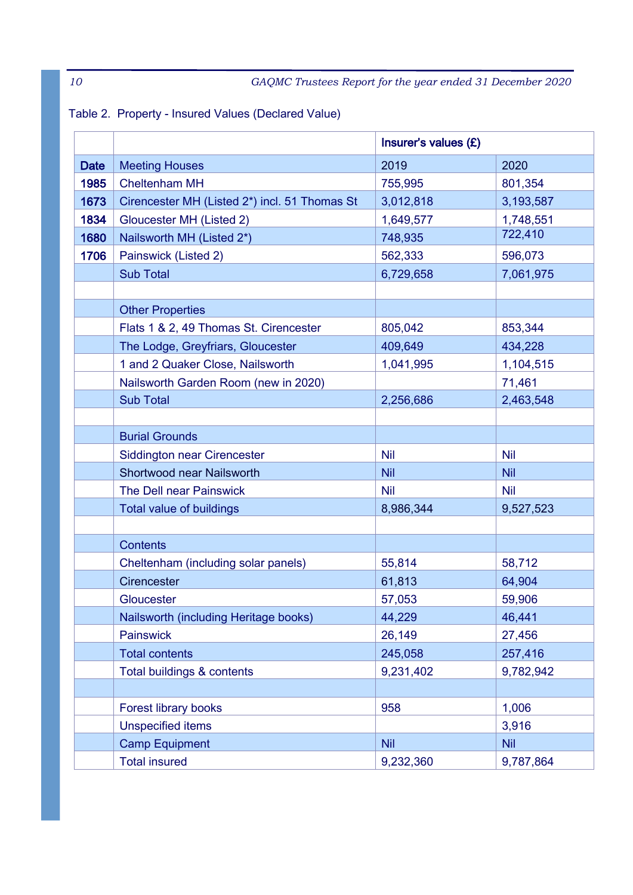Table 2. Property - Insured Values (Declared Value)

| | | Insurer's values (£) | |
|---|---|---|---|
| **Date** | Meeting Houses | 2019 | 2020 |
| **1985** | Cheltenham MH | 755,995 | 801,354 |
| **1673** | Cirencester MH (Listed 2*) incl. 51 Thomas St | 3,012,818 | 3,193,587 |
| **1834** | Gloucester MH (Listed 2) | 1,649,577 | 1,748,551 |
| **1680** | Nailsworth MH (Listed 2*) | 748,935 | 722,410 |
| **1706** | Painswick (Listed 2) | 562,333 | 596,073 |
| | Sub Total | 6,729,658 | 7,061,975 |
| | | | |
| | Other Properties | | |
| | Flats 1 & 2, 49 Thomas St. Cirencester | 805,042 | 853,344 |
| | The Lodge, Greyfriars, Gloucester | 409,649 | 434,228 |
| | 1 and 2 Quaker Close, Nailsworth | 1,041,995 | 1,104,515 |
| | Nailsworth Garden Room (new in 2020) | | 71,461 |
| | Sub Total | 2,256,686 | 2,463,548 |
| | | | |
| | Burial Grounds | | |
| | Siddington near Cirencester | Nil | Nil |
| | Shortwood near Nailsworth | Nil | Nil |
| | The Dell near Painswick | Nil | Nil |
| | Total value of buildings | 8,986,344 | 9,527,523 |
| | | | |
| | Contents | | |
| | Cheltenham (including solar panels) | 55,814 | 58,712 |
| | Cirencester | 61,813 | 64,904 |
| | Gloucester | 57,053 | 59,906 |
| | Nailsworth (including Heritage books) | 44,229 | 46,441 |
| | Painswick | 26,149 | 27,456 |
| | Total contents | 245,058 | 257,416 |
| | Total buildings & contents | 9,231,402 | 9,782,942 |
| | | | |
| | Forest library books | 958 | 1,006 |
| | Unspecified items | | 3,916 |
| | Camp Equipment | Nil | Nil |
| | Total insured | 9,232,360 | 9,787,864 |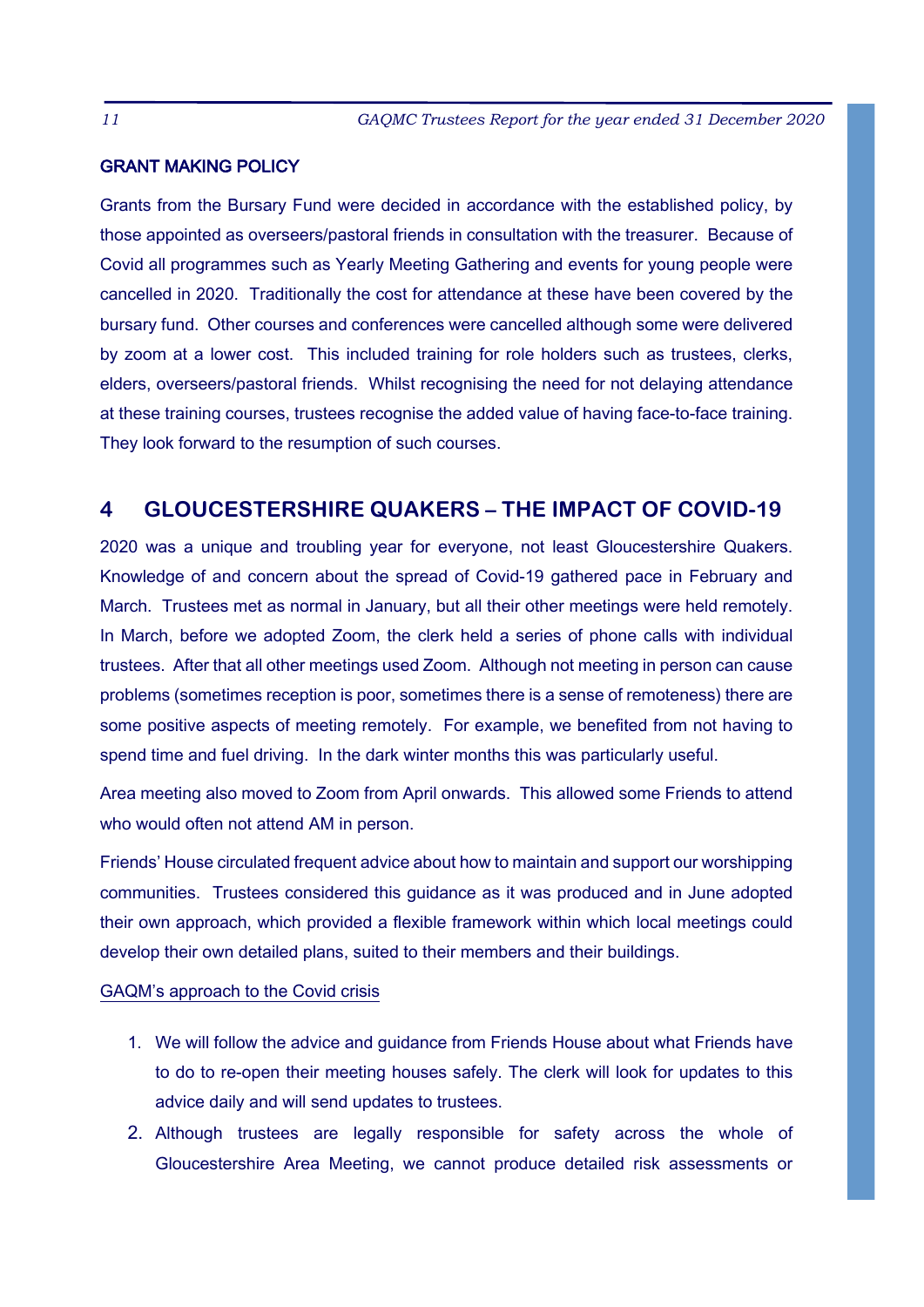## GRANT MAKING POLICY

Grants from the Bursary Fund were decided in accordance with the established policy, by those appointed as overseers/pastoral friends in consultation with the treasurer. Because of Covid all programmes such as Yearly Meeting Gathering and events for young people were cancelled in 2020. Traditionally the cost for attendance at these have been covered by the bursary fund. Other courses and conferences were cancelled although some were delivered by zoom at a lower cost. This included training for role holders such as trustees, clerks, elders, overseers/pastoral friends. Whilst recognising the need for not delaying attendance at these training courses, trustees recognise the added value of having face-to-face training. They look forward to the resumption of such courses.

# 4 GLOUCESTERSHIRE QUAKERS – THE IMPACT OF COVID-19

2020 was a unique and troubling year for everyone, not least Gloucestershire Quakers. Knowledge of and concern about the spread of Covid-19 gathered pace in February and March. Trustees met as normal in January, but all their other meetings were held remotely. In March, before we adopted Zoom, the clerk held a series of phone calls with individual trustees. After that all other meetings used Zoom. Although not meeting in person can cause problems (sometimes reception is poor, sometimes there is a sense of remoteness) there are some positive aspects of meeting remotely. For example, we benefited from not having to spend time and fuel driving. In the dark winter months this was particularly useful.

Area meeting also moved to Zoom from April onwards. This allowed some Friends to attend who would often not attend AM in person.

Friends' House circulated frequent advice about how to maintain and support our worshipping communities. Trustees considered this guidance as it was produced and in June adopted their own approach, which provided a flexible framework within which local meetings could develop their own detailed plans, suited to their members and their buildings.

<u>GAQM's approach to the Covid crisis</u>

1. We will follow the advice and guidance from Friends House about what Friends have to do to re-open their meeting houses safely. The clerk will look for updates to this advice daily and will send updates to trustees.
2. Although trustees are legally responsible for safety across the whole of Gloucestershire Area Meeting, we cannot produce detailed risk assessments or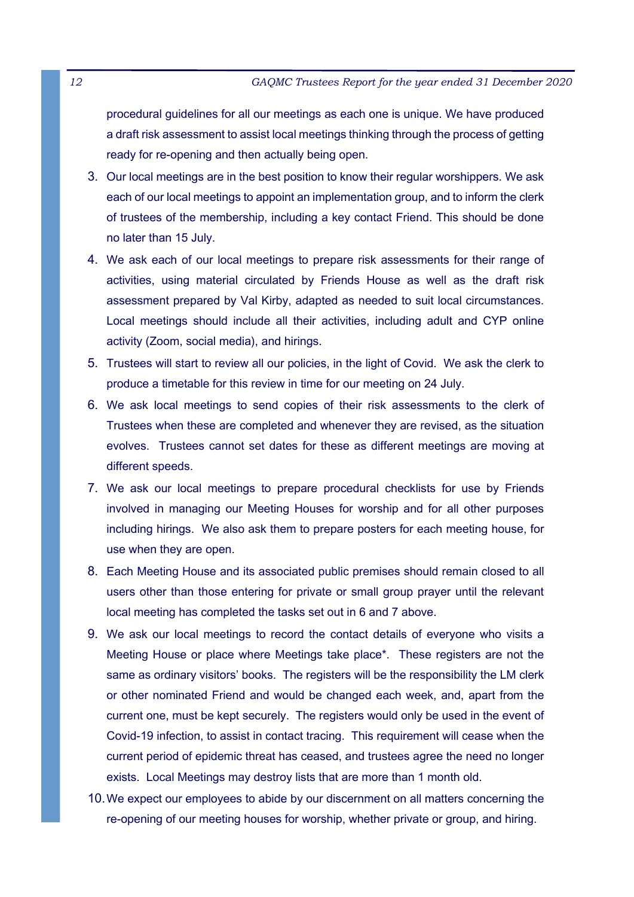procedural guidelines for all our meetings as each one is unique. We have produced a draft risk assessment to assist local meetings thinking through the process of getting ready for re-opening and then actually being open.

3. Our local meetings are in the best position to know their regular worshippers. We ask each of our local meetings to appoint an implementation group, and to inform the clerk of trustees of the membership, including a key contact Friend. This should be done no later than 15 July.
4. We ask each of our local meetings to prepare risk assessments for their range of activities, using material circulated by Friends House as well as the draft risk assessment prepared by Val Kirby, adapted as needed to suit local circumstances. Local meetings should include all their activities, including adult and CYP online activity (Zoom, social media), and hirings.
5. Trustees will start to review all our policies, in the light of Covid. We ask the clerk to produce a timetable for this review in time for our meeting on 24 July.
6. We ask local meetings to send copies of their risk assessments to the clerk of Trustees when these are completed and whenever they are revised, as the situation evolves. Trustees cannot set dates for these as different meetings are moving at different speeds.
7. We ask our local meetings to prepare procedural checklists for use by Friends involved in managing our Meeting Houses for worship and for all other purposes including hirings. We also ask them to prepare posters for each meeting house, for use when they are open.
8. Each Meeting House and its associated public premises should remain closed to all users other than those entering for private or small group prayer until the relevant local meeting has completed the tasks set out in 6 and 7 above.
9. We ask our local meetings to record the contact details of everyone who visits a Meeting House or place where Meetings take place*. These registers are not the same as ordinary visitors' books. The registers will be the responsibility the LM clerk or other nominated Friend and would be changed each week, and, apart from the current one, must be kept securely. The registers would only be used in the event of Covid-19 infection, to assist in contact tracing. This requirement will cease when the current period of epidemic threat has ceased, and trustees agree the need no longer exists. Local Meetings may destroy lists that are more than 1 month old.
10. We expect our employees to abide by our discernment on all matters concerning the re-opening of our meeting houses for worship, whether private or group, and hiring.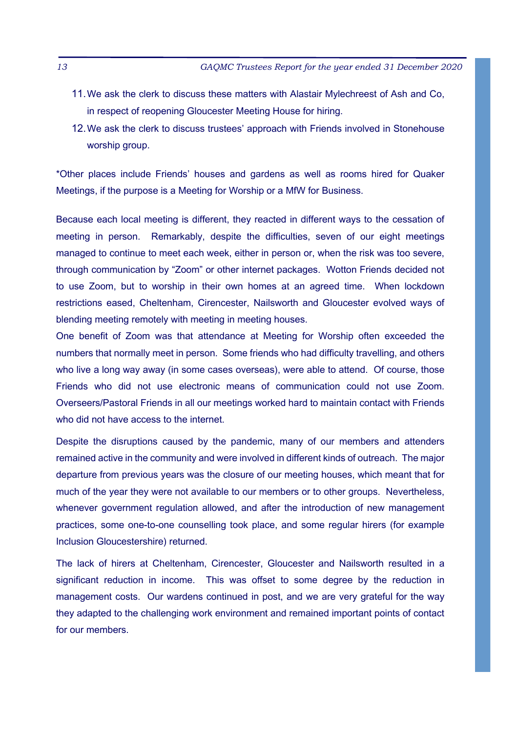11. We ask the clerk to discuss these matters with Alastair Mylechreest of Ash and Co, in respect of reopening Gloucester Meeting House for hiring.
12. We ask the clerk to discuss trustees' approach with Friends involved in Stonehouse worship group.

*Other places include Friends' houses and gardens as well as rooms hired for Quaker Meetings, if the purpose is a Meeting for Worship or a MfW for Business.

Because each local meeting is different, they reacted in different ways to the cessation of meeting in person. Remarkably, despite the difficulties, seven of our eight meetings managed to continue to meet each week, either in person or, when the risk was too severe, through communication by "Zoom" or other internet packages. Wotton Friends decided not to use Zoom, but to worship in their own homes at an agreed time. When lockdown restrictions eased, Cheltenham, Cirencester, Nailsworth and Gloucester evolved ways of blending meeting remotely with meeting in meeting houses.

One benefit of Zoom was that attendance at Meeting for Worship often exceeded the numbers that normally meet in person. Some friends who had difficulty travelling, and others who live a long way away (in some cases overseas), were able to attend. Of course, those Friends who did not use electronic means of communication could not use Zoom. Overseers/Pastoral Friends in all our meetings worked hard to maintain contact with Friends who did not have access to the internet.

Despite the disruptions caused by the pandemic, many of our members and attenders remained active in the community and were involved in different kinds of outreach. The major departure from previous years was the closure of our meeting houses, which meant that for much of the year they were not available to our members or to other groups. Nevertheless, whenever government regulation allowed, and after the introduction of new management practices, some one-to-one counselling took place, and some regular hirers (for example Inclusion Gloucestershire) returned.

The lack of hirers at Cheltenham, Cirencester, Gloucester and Nailsworth resulted in a significant reduction in income. This was offset to some degree by the reduction in management costs. Our wardens continued in post, and we are very grateful for the way they adapted to the challenging work environment and remained important points of contact for our members.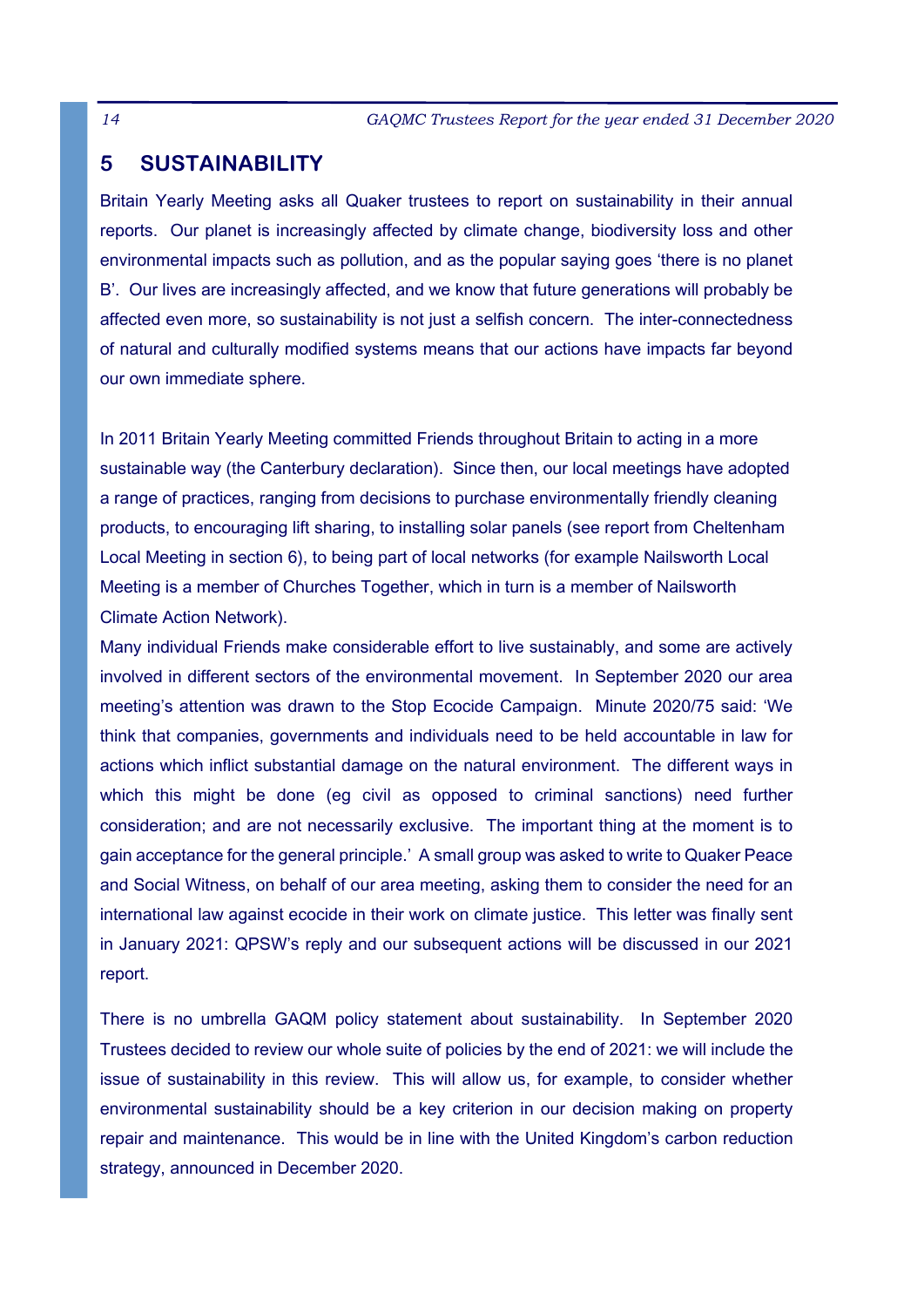## 5 SUSTAINABILITY

Britain Yearly Meeting asks all Quaker trustees to report on sustainability in their annual reports. Our planet is increasingly affected by climate change, biodiversity loss and other environmental impacts such as pollution, and as the popular saying goes 'there is no planet B'. Our lives are increasingly affected, and we know that future generations will probably be affected even more, so sustainability is not just a selfish concern. The inter-connectedness of natural and culturally modified systems means that our actions have impacts far beyond our own immediate sphere.

In 2011 Britain Yearly Meeting committed Friends throughout Britain to acting in a more sustainable way (the Canterbury declaration). Since then, our local meetings have adopted a range of practices, ranging from decisions to purchase environmentally friendly cleaning products, to encouraging lift sharing, to installing solar panels (see report from Cheltenham Local Meeting in section 6), to being part of local networks (for example Nailsworth Local Meeting is a member of Churches Together, which in turn is a member of Nailsworth Climate Action Network).

Many individual Friends make considerable effort to live sustainably, and some are actively involved in different sectors of the environmental movement. In September 2020 our area meeting's attention was drawn to the Stop Ecocide Campaign. Minute 2020/75 said: 'We think that companies, governments and individuals need to be held accountable in law for actions which inflict substantial damage on the natural environment. The different ways in which this might be done (eg civil as opposed to criminal sanctions) need further consideration; and are not necessarily exclusive. The important thing at the moment is to gain acceptance for the general principle.' A small group was asked to write to Quaker Peace and Social Witness, on behalf of our area meeting, asking them to consider the need for an international law against ecocide in their work on climate justice. This letter was finally sent in January 2021: QPSW's reply and our subsequent actions will be discussed in our 2021 report.

There is no umbrella GAQM policy statement about sustainability. In September 2020 Trustees decided to review our whole suite of policies by the end of 2021: we will include the issue of sustainability in this review. This will allow us, for example, to consider whether environmental sustainability should be a key criterion in our decision making on property repair and maintenance. This would be in line with the United Kingdom's carbon reduction strategy, announced in December 2020.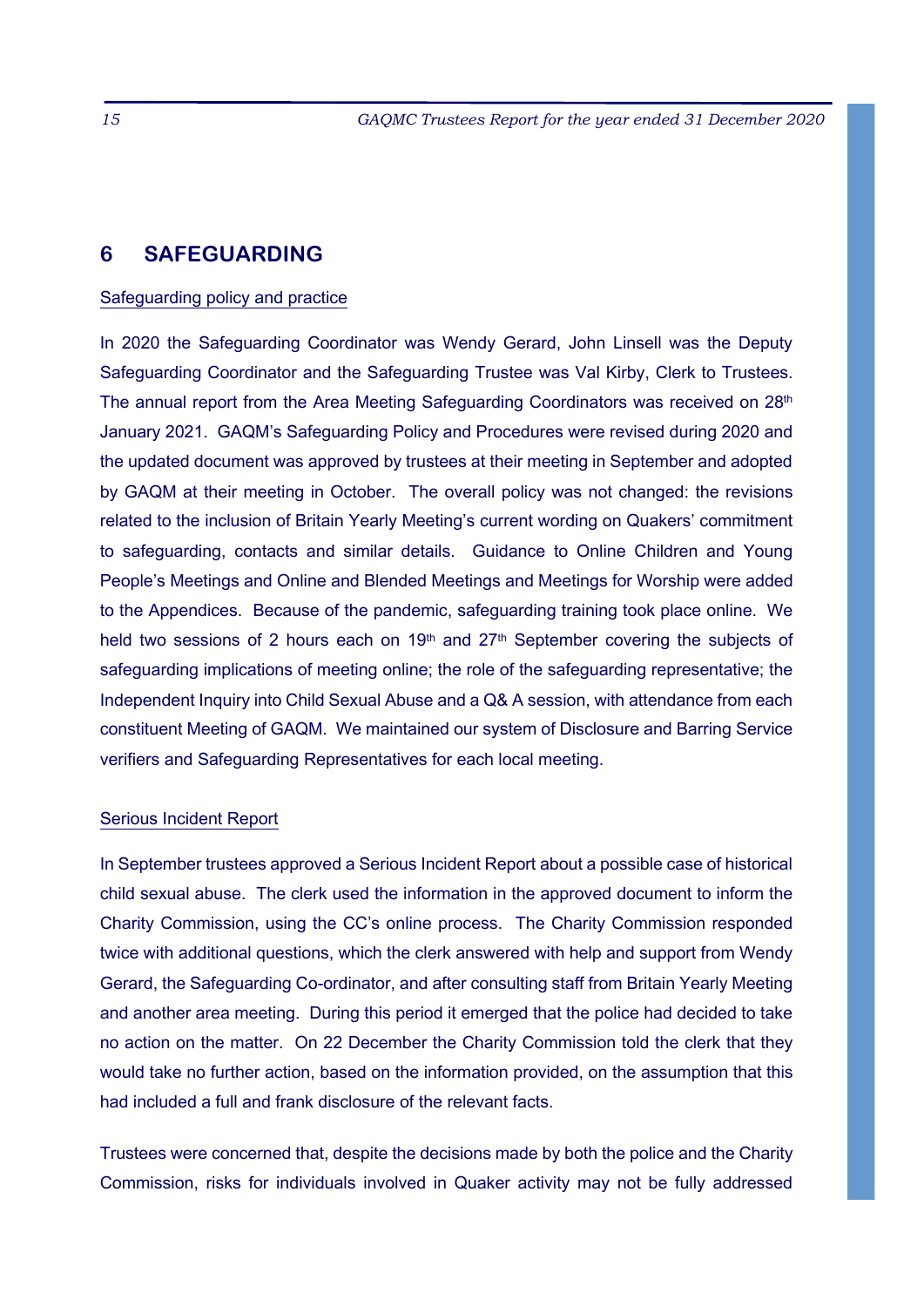## 6 SAFEGUARDING

Safeguarding policy and practice

In 2020 the Safeguarding Coordinator was Wendy Gerard, John Linsell was the Deputy Safeguarding Coordinator and the Safeguarding Trustee was Val Kirby, Clerk to Trustees. The annual report from the Area Meeting Safeguarding Coordinators was received on 28th January 2021. GAQM's Safeguarding Policy and Procedures were revised during 2020 and the updated document was approved by trustees at their meeting in September and adopted by GAQM at their meeting in October. The overall policy was not changed: the revisions related to the inclusion of Britain Yearly Meeting's current wording on Quakers' commitment to safeguarding, contacts and similar details. Guidance to Online Children and Young People's Meetings and Online and Blended Meetings and Meetings for Worship were added to the Appendices. Because of the pandemic, safeguarding training took place online. We held two sessions of 2 hours each on 19th and 27th September covering the subjects of safeguarding implications of meeting online; the role of the safeguarding representative; the Independent Inquiry into Child Sexual Abuse and a Q& A session, with attendance from each constituent Meeting of GAQM. We maintained our system of Disclosure and Barring Service verifiers and Safeguarding Representatives for each local meeting.

Serious Incident Report

In September trustees approved a Serious Incident Report about a possible case of historical child sexual abuse. The clerk used the information in the approved document to inform the Charity Commission, using the CC's online process. The Charity Commission responded twice with additional questions, which the clerk answered with help and support from Wendy Gerard, the Safeguarding Co-ordinator, and after consulting staff from Britain Yearly Meeting and another area meeting. During this period it emerged that the police had decided to take no action on the matter. On 22 December the Charity Commission told the clerk that they would take no further action, based on the information provided, on the assumption that this had included a full and frank disclosure of the relevant facts.

Trustees were concerned that, despite the decisions made by both the police and the Charity Commission, risks for individuals involved in Quaker activity may not be fully addressed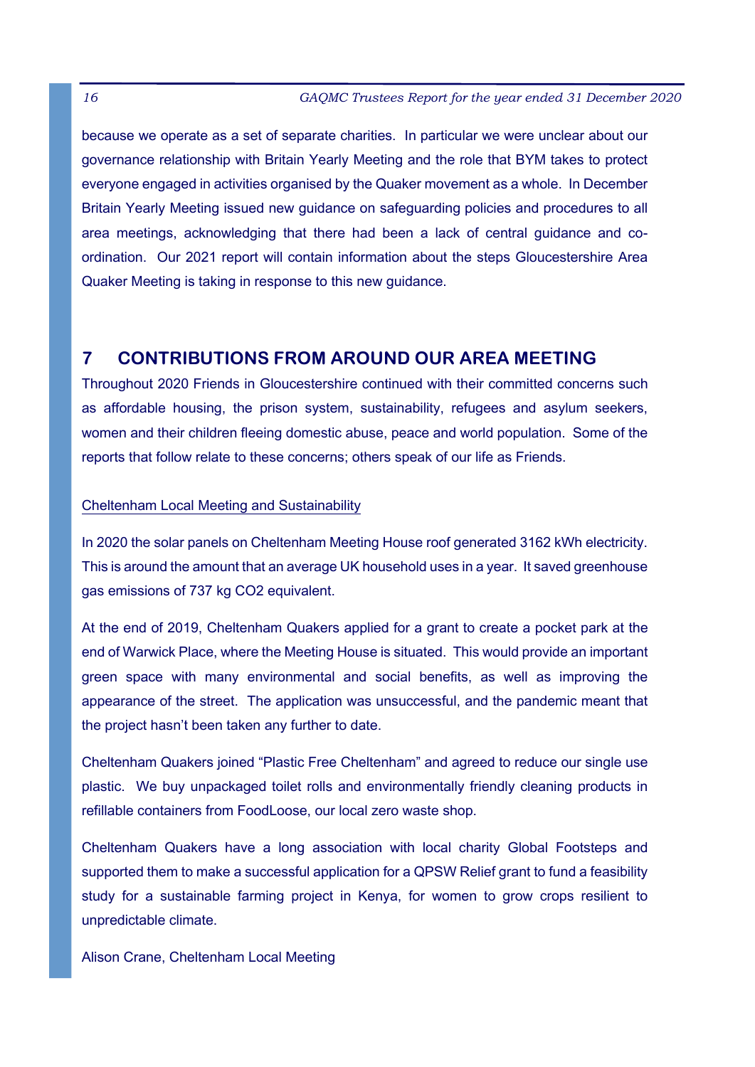because we operate as a set of separate charities. In particular we were unclear about our governance relationship with Britain Yearly Meeting and the role that BYM takes to protect everyone engaged in activities organised by the Quaker movement as a whole. In December Britain Yearly Meeting issued new guidance on safeguarding policies and procedures to all area meetings, acknowledging that there had been a lack of central guidance and co-ordination. Our 2021 report will contain information about the steps Gloucestershire Area Quaker Meeting is taking in response to this new guidance.

## 7 CONTRIBUTIONS FROM AROUND OUR AREA MEETING

Throughout 2020 Friends in Gloucestershire continued with their committed concerns such as affordable housing, the prison system, sustainability, refugees and asylum seekers, women and their children fleeing domestic abuse, peace and world population. Some of the reports that follow relate to these concerns; others speak of our life as Friends.

Cheltenham Local Meeting and Sustainability

In 2020 the solar panels on Cheltenham Meeting House roof generated 3162 kWh electricity. This is around the amount that an average UK household uses in a year. It saved greenhouse gas emissions of 737 kg $CO_2$ equivalent.

At the end of 2019, Cheltenham Quakers applied for a grant to create a pocket park at the end of Warwick Place, where the Meeting House is situated. This would provide an important green space with many environmental and social benefits, as well as improving the appearance of the street. The application was unsuccessful, and the pandemic meant that the project hasn't been taken any further to date.

Cheltenham Quakers joined "Plastic Free Cheltenham" and agreed to reduce our single use plastic. We buy unpackaged toilet rolls and environmentally friendly cleaning products in refillable containers from FoodLoose, our local zero waste shop.

Cheltenham Quakers have a long association with local charity Global Footsteps and supported them to make a successful application for a QPSW Relief grant to fund a feasibility study for a sustainable farming project in Kenya, for women to grow crops resilient to unpredictable climate.

Alison Crane, Cheltenham Local Meeting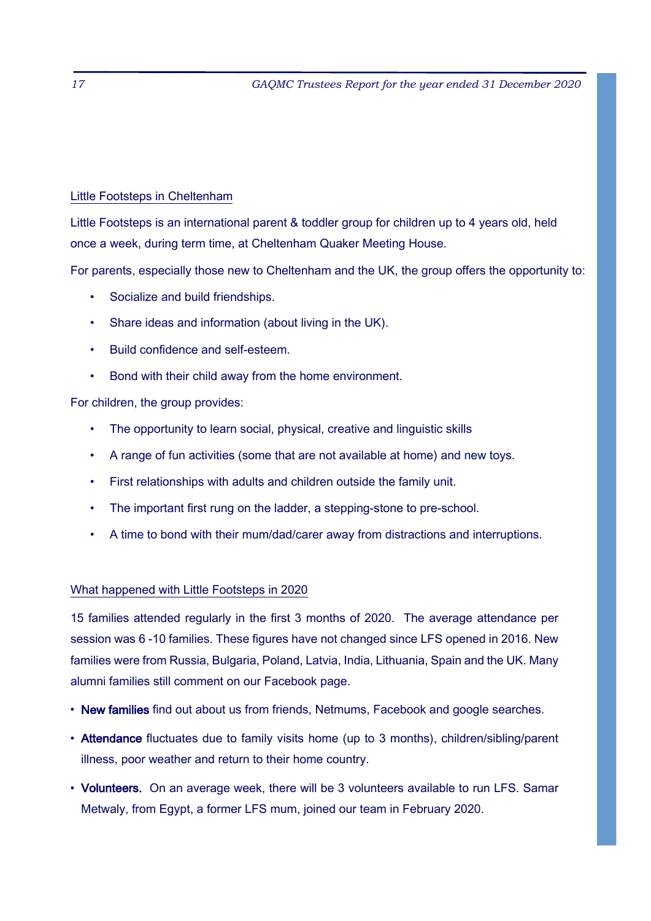## Little Footsteps in Cheltenham

Little Footsteps is an international parent & toddler group for children up to 4 years old, held once a week, during term time, at Cheltenham Quaker Meeting House.

For parents, especially those new to Cheltenham and the UK, the group offers the opportunity to:

- Socialize and build friendships.
- Share ideas and information (about living in the UK).
- Build confidence and self-esteem.
- Bond with their child away from the home environment.

For children, the group provides:

- The opportunity to learn social, physical, creative and linguistic skills
- A range of fun activities (some that are not available at home) and new toys.
- First relationships with adults and children outside the family unit.
- The important first rung on the ladder, a stepping-stone to pre-school.
- A time to bond with their mum/dad/carer away from distractions and interruptions.

## What happened with Little Footsteps in 2020

15 families attended regularly in the first 3 months of 2020. The average attendance per session was 6 -10 families. These figures have not changed since LFS opened in 2016. New families were from Russia, Bulgaria, Poland, Latvia, India, Lithuania, Spain and the UK. Many alumni families still comment on our Facebook page.

- **New families** find out about us from friends, Netmums, Facebook and google searches.
- **Attendance** fluctuates due to family visits home (up to 3 months), children/sibling/parent illness, poor weather and return to their home country.
- **Volunteers.** On an average week, there will be 3 volunteers available to run LFS. Samar Metwaly, from Egypt, a former LFS mum, joined our team in February 2020.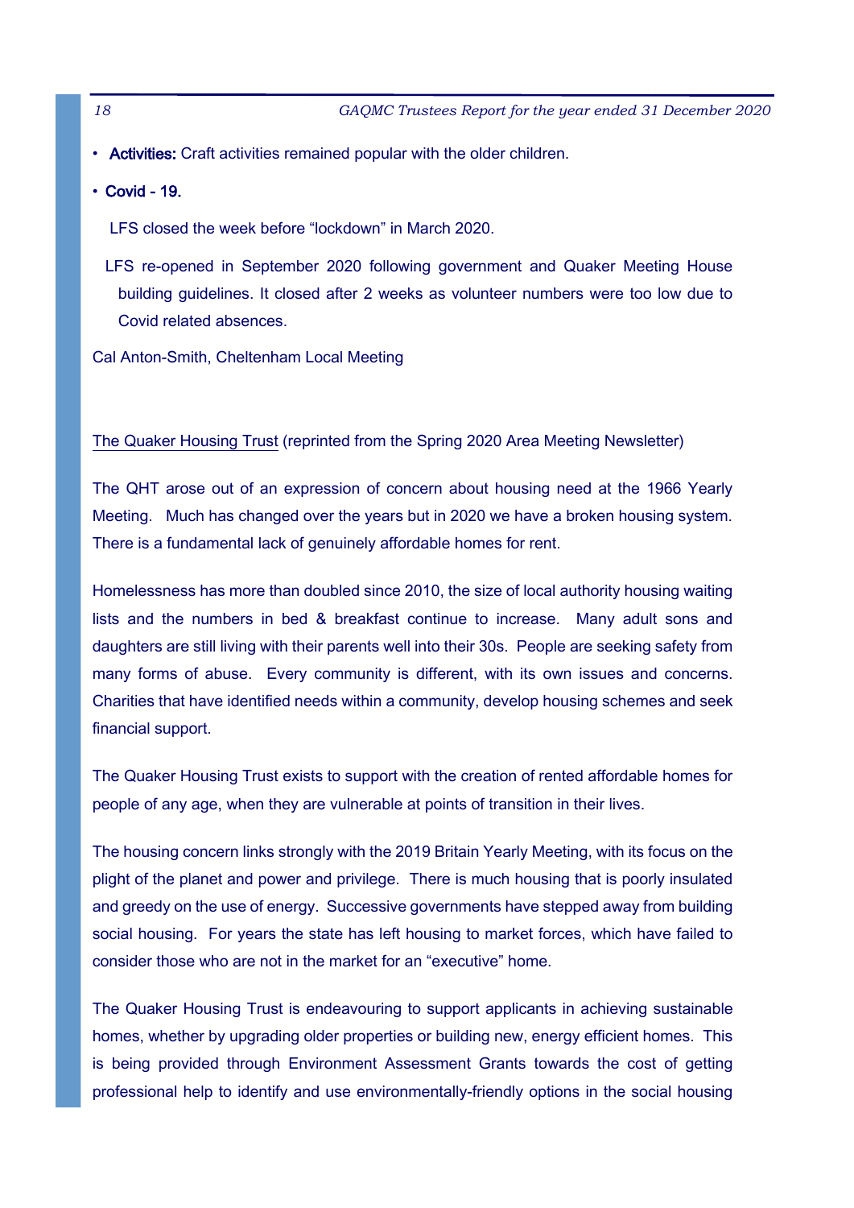- **Activities:** Craft activities remained popular with the older children.
- **Covid - 19.**

  LFS closed the week before “lockdown” in March 2020.

  LFS re-opened in September 2020 following government and Quaker Meeting House building guidelines. It closed after 2 weeks as volunteer numbers were too low due to Covid related absences.

Cal Anton-Smith, Cheltenham Local Meeting

<u>The Quaker Housing Trust</u> (reprinted from the Spring 2020 Area Meeting Newsletter)

The QHT arose out of an expression of concern about housing need at the 1966 Yearly Meeting. Much has changed over the years but in 2020 we have a broken housing system. There is a fundamental lack of genuinely affordable homes for rent.

Homelessness has more than doubled since 2010, the size of local authority housing waiting lists and the numbers in bed & breakfast continue to increase. Many adult sons and daughters are still living with their parents well into their 30s. People are seeking safety from many forms of abuse. Every community is different, with its own issues and concerns. Charities that have identified needs within a community, develop housing schemes and seek financial support.

The Quaker Housing Trust exists to support with the creation of rented affordable homes for people of any age, when they are vulnerable at points of transition in their lives.

The housing concern links strongly with the 2019 Britain Yearly Meeting, with its focus on the plight of the planet and power and privilege. There is much housing that is poorly insulated and greedy on the use of energy. Successive governments have stepped away from building social housing. For years the state has left housing to market forces, which have failed to consider those who are not in the market for an “executive” home.

The Quaker Housing Trust is endeavouring to support applicants in achieving sustainable homes, whether by upgrading older properties or building new, energy efficient homes. This is being provided through Environment Assessment Grants towards the cost of getting professional help to identify and use environmentally-friendly options in the social housing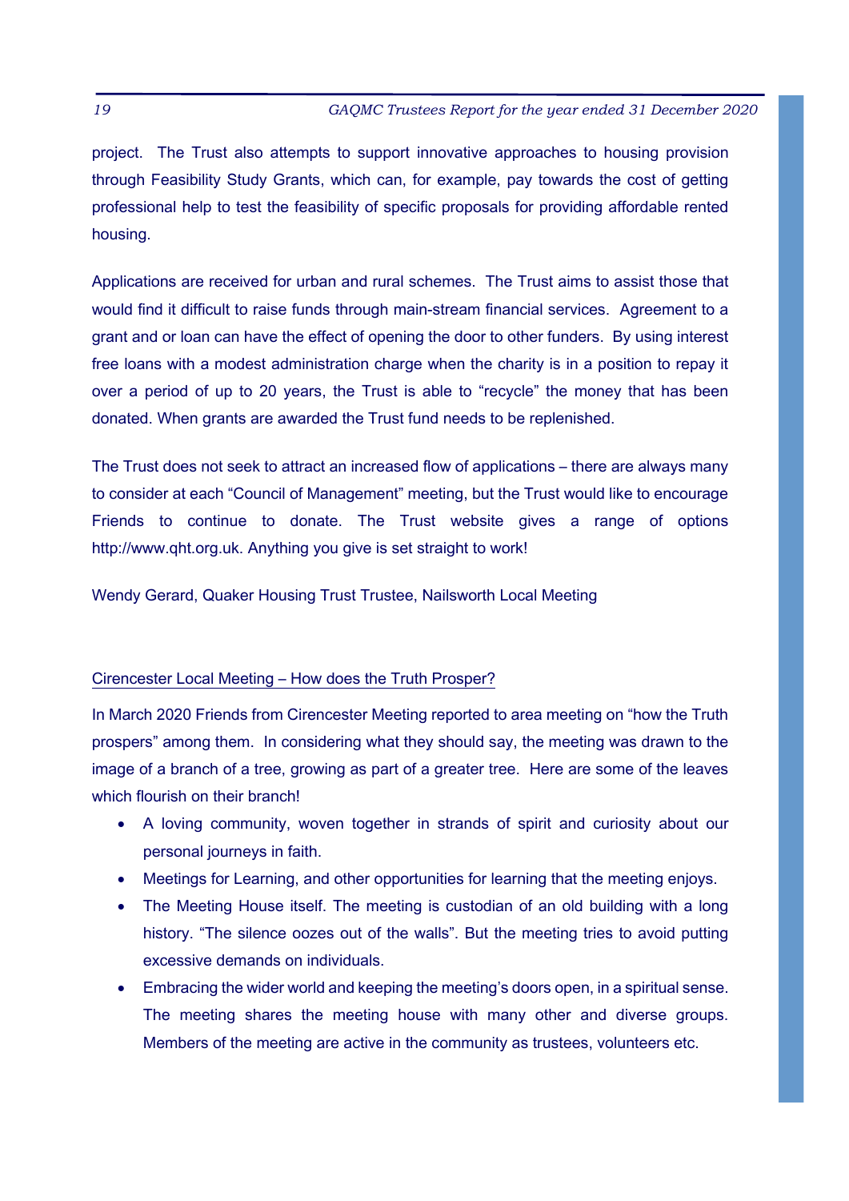project. The Trust also attempts to support innovative approaches to housing provision through Feasibility Study Grants, which can, for example, pay towards the cost of getting professional help to test the feasibility of specific proposals for providing affordable rented housing.

Applications are received for urban and rural schemes. The Trust aims to assist those that would find it difficult to raise funds through main-stream financial services. Agreement to a grant and or loan can have the effect of opening the door to other funders. By using interest free loans with a modest administration charge when the charity is in a position to repay it over a period of up to 20 years, the Trust is able to "recycle" the money that has been donated. When grants are awarded the Trust fund needs to be replenished.

The Trust does not seek to attract an increased flow of applications – there are always many to consider at each "Council of Management" meeting, but the Trust would like to encourage Friends to continue to donate. The Trust website gives a range of options http://www.qht.org.uk. Anything you give is set straight to work!

Wendy Gerard, Quaker Housing Trust Trustee, Nailsworth Local Meeting

## Cirencester Local Meeting – How does the Truth Prosper?

In March 2020 Friends from Cirencester Meeting reported to area meeting on "how the Truth prospers" among them. In considering what they should say, the meeting was drawn to the image of a branch of a tree, growing as part of a greater tree. Here are some of the leaves which flourish on their branch!

- A loving community, woven together in strands of spirit and curiosity about our personal journeys in faith.
- Meetings for Learning, and other opportunities for learning that the meeting enjoys.
- The Meeting House itself. The meeting is custodian of an old building with a long history. "The silence oozes out of the walls". But the meeting tries to avoid putting excessive demands on individuals.
- Embracing the wider world and keeping the meeting's doors open, in a spiritual sense. The meeting shares the meeting house with many other and diverse groups. Members of the meeting are active in the community as trustees, volunteers etc.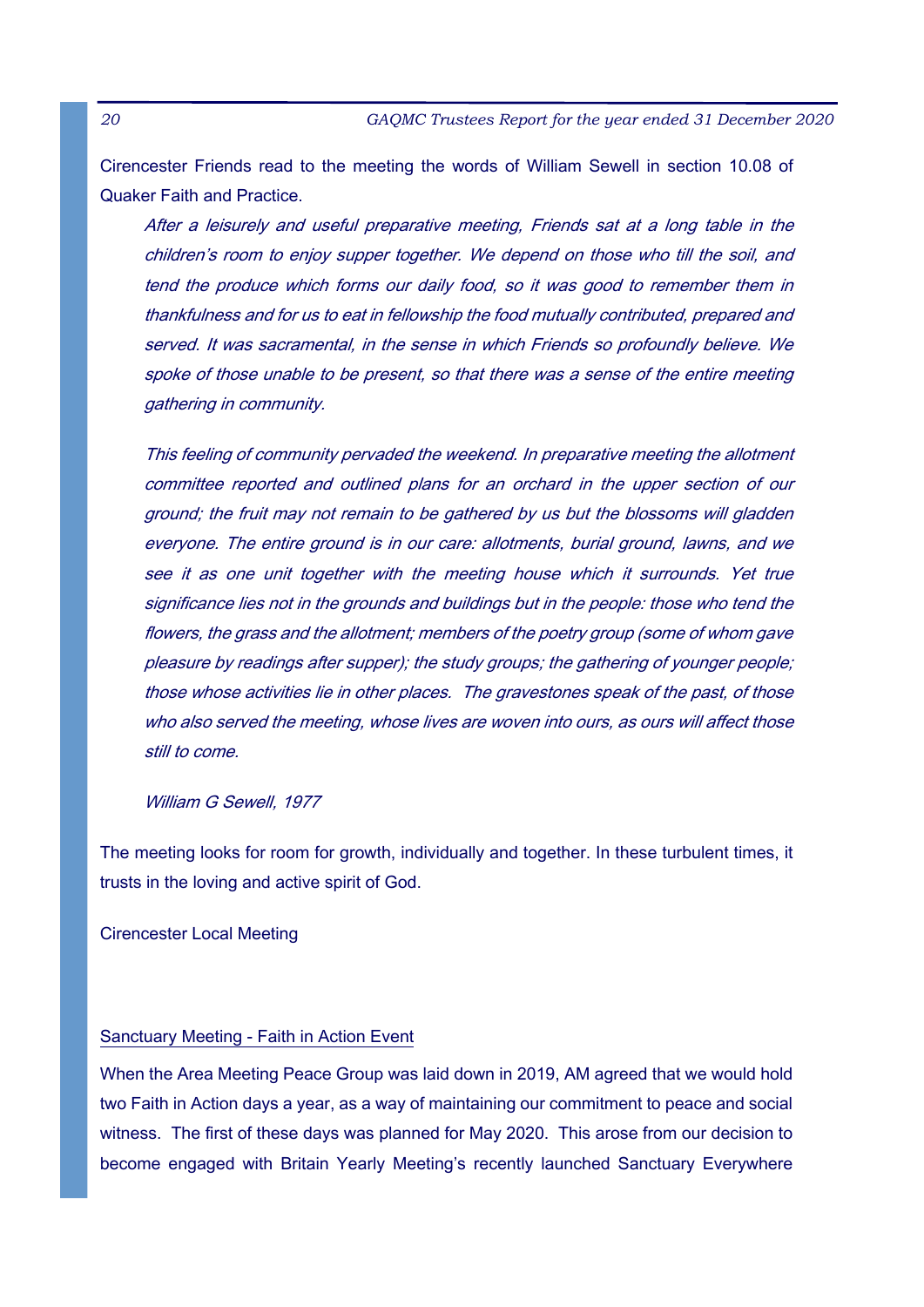Cirencester Friends read to the meeting the words of William Sewell in section 10.08 of Quaker Faith and Practice.

> *After a leisurely and useful preparative meeting, Friends sat at a long table in the children's room to enjoy supper together. We depend on those who till the soil, and tend the produce which forms our daily food, so it was good to remember them in thankfulness and for us to eat in fellowship the food mutually contributed, prepared and served. It was sacramental, in the sense in which Friends so profoundly believe. We spoke of those unable to be present, so that there was a sense of the entire meeting gathering in community.*
>
> *This feeling of community pervaded the weekend. In preparative meeting the allotment committee reported and outlined plans for an orchard in the upper section of our ground; the fruit may not remain to be gathered by us but the blossoms will gladden everyone. The entire ground is in our care: allotments, burial ground, lawns, and we see it as one unit together with the meeting house which it surrounds. Yet true significance lies not in the grounds and buildings but in the people: those who tend the flowers, the grass and the allotment; members of the poetry group (some of whom gave pleasure by readings after supper); the study groups; the gathering of younger people; those whose activities lie in other places. The gravestones speak of the past, of those who also served the meeting, whose lives are woven into ours, as ours will affect those still to come.*
>
> *William G Sewell, 1977*

The meeting looks for room for growth, individually and together. In these turbulent times, it trusts in the loving and active spirit of God.

Cirencester Local Meeting

Sanctuary Meeting - Faith in Action Event

When the Area Meeting Peace Group was laid down in 2019, AM agreed that we would hold two Faith in Action days a year, as a way of maintaining our commitment to peace and social witness. The first of these days was planned for May 2020. This arose from our decision to become engaged with Britain Yearly Meeting's recently launched Sanctuary Everywhere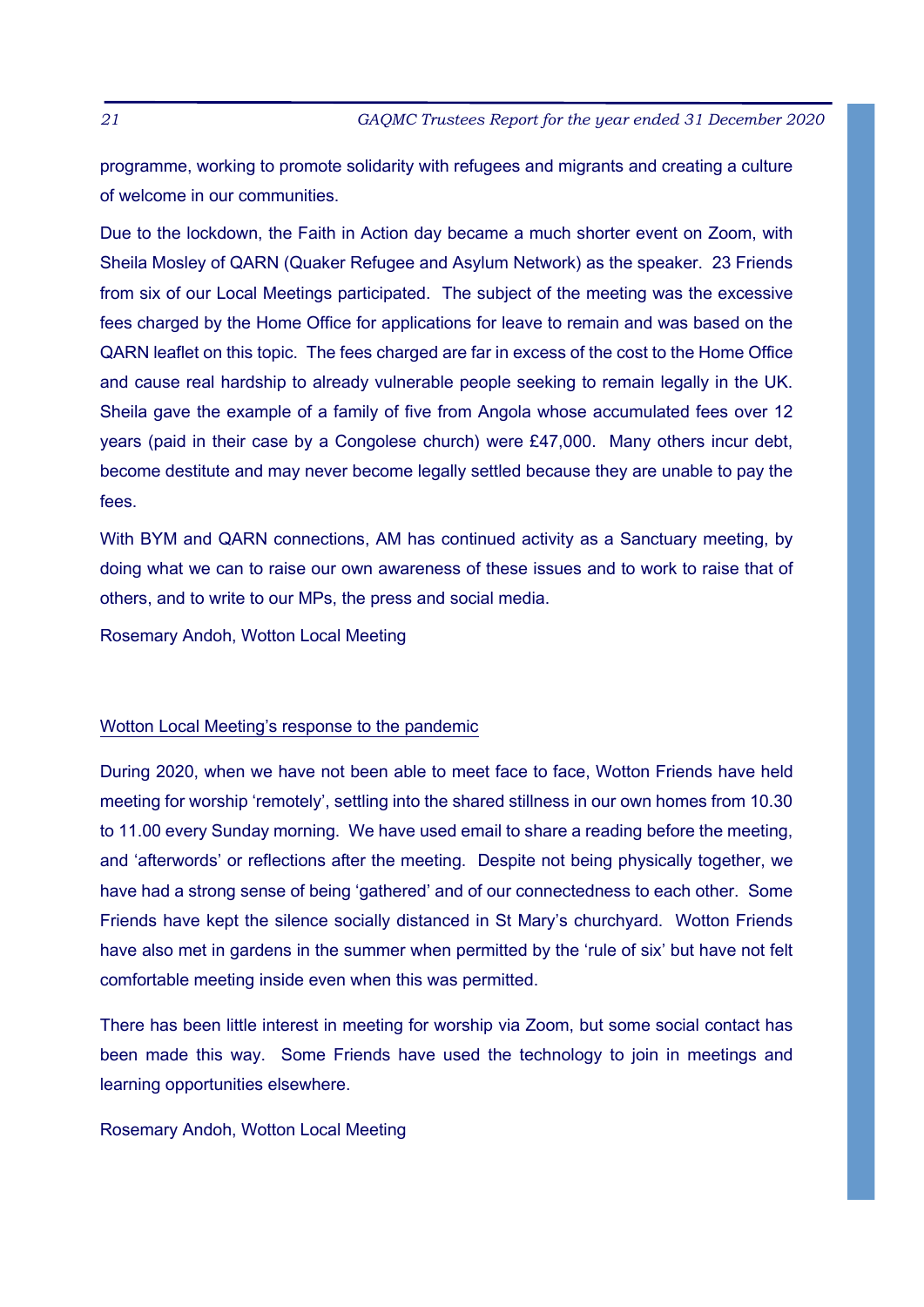programme, working to promote solidarity with refugees and migrants and creating a culture of welcome in our communities.

Due to the lockdown, the Faith in Action day became a much shorter event on Zoom, with Sheila Mosley of QARN (Quaker Refugee and Asylum Network) as the speaker. 23 Friends from six of our Local Meetings participated. The subject of the meeting was the excessive fees charged by the Home Office for applications for leave to remain and was based on the QARN leaflet on this topic. The fees charged are far in excess of the cost to the Home Office and cause real hardship to already vulnerable people seeking to remain legally in the UK. Sheila gave the example of a family of five from Angola whose accumulated fees over 12 years (paid in their case by a Congolese church) were £47,000. Many others incur debt, become destitute and may never become legally settled because they are unable to pay the fees.

With BYM and QARN connections, AM has continued activity as a Sanctuary meeting, by doing what we can to raise our own awareness of these issues and to work to raise that of others, and to write to our MPs, the press and social media.

Rosemary Andoh, Wotton Local Meeting

## Wotton Local Meeting's response to the pandemic

During 2020, when we have not been able to meet face to face, Wotton Friends have held meeting for worship 'remotely', settling into the shared stillness in our own homes from 10.30 to 11.00 every Sunday morning. We have used email to share a reading before the meeting, and 'afterwords' or reflections after the meeting. Despite not being physically together, we have had a strong sense of being 'gathered' and of our connectedness to each other. Some Friends have kept the silence socially distanced in St Mary's churchyard. Wotton Friends have also met in gardens in the summer when permitted by the 'rule of six' but have not felt comfortable meeting inside even when this was permitted.

There has been little interest in meeting for worship via Zoom, but some social contact has been made this way. Some Friends have used the technology to join in meetings and learning opportunities elsewhere.

Rosemary Andoh, Wotton Local Meeting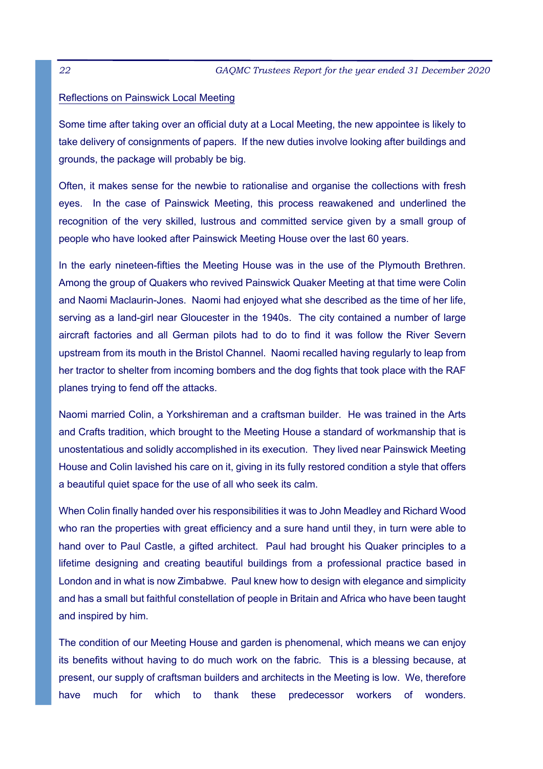## Reflections on Painswick Local Meeting

Some time after taking over an official duty at a Local Meeting, the new appointee is likely to take delivery of consignments of papers. If the new duties involve looking after buildings and grounds, the package will probably be big.

Often, it makes sense for the newbie to rationalise and organise the collections with fresh eyes. In the case of Painswick Meeting, this process reawakened and underlined the recognition of the very skilled, lustrous and committed service given by a small group of people who have looked after Painswick Meeting House over the last 60 years.

In the early nineteen-fifties the Meeting House was in the use of the Plymouth Brethren. Among the group of Quakers who revived Painswick Quaker Meeting at that time were Colin and Naomi Maclaurin-Jones. Naomi had enjoyed what she described as the time of her life, serving as a land-girl near Gloucester in the 1940s. The city contained a number of large aircraft factories and all German pilots had to do to find it was follow the River Severn upstream from its mouth in the Bristol Channel. Naomi recalled having regularly to leap from her tractor to shelter from incoming bombers and the dog fights that took place with the RAF planes trying to fend off the attacks.

Naomi married Colin, a Yorkshireman and a craftsman builder. He was trained in the Arts and Crafts tradition, which brought to the Meeting House a standard of workmanship that is unostentatious and solidly accomplished in its execution. They lived near Painswick Meeting House and Colin lavished his care on it, giving in its fully restored condition a style that offers a beautiful quiet space for the use of all who seek its calm.

When Colin finally handed over his responsibilities it was to John Meadley and Richard Wood who ran the properties with great efficiency and a sure hand until they, in turn were able to hand over to Paul Castle, a gifted architect. Paul had brought his Quaker principles to a lifetime designing and creating beautiful buildings from a professional practice based in London and in what is now Zimbabwe. Paul knew how to design with elegance and simplicity and has a small but faithful constellation of people in Britain and Africa who have been taught and inspired by him.

The condition of our Meeting House and garden is phenomenal, which means we can enjoy its benefits without having to do much work on the fabric. This is a blessing because, at present, our supply of craftsman builders and architects in the Meeting is low. We, therefore have much for which to thank these predecessor workers of wonders.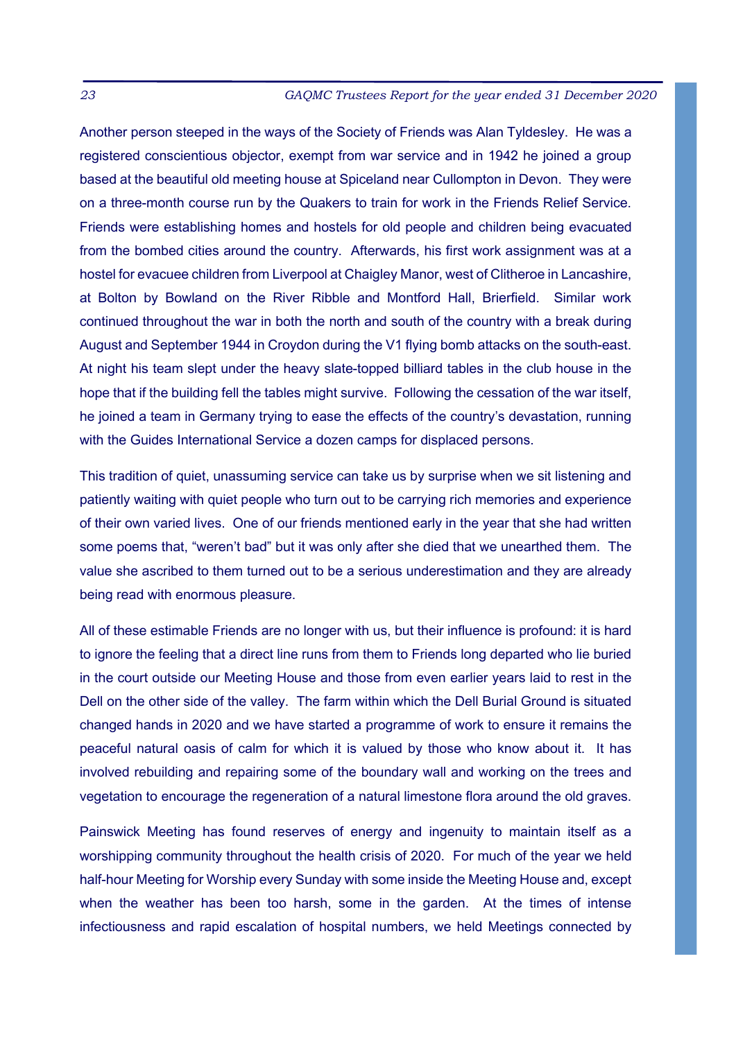Another person steeped in the ways of the Society of Friends was Alan Tyldesley. He was a registered conscientious objector, exempt from war service and in 1942 he joined a group based at the beautiful old meeting house at Spiceland near Cullompton in Devon. They were on a three-month course run by the Quakers to train for work in the Friends Relief Service. Friends were establishing homes and hostels for old people and children being evacuated from the bombed cities around the country. Afterwards, his first work assignment was at a hostel for evacuee children from Liverpool at Chaigley Manor, west of Clitheroe in Lancashire, at Bolton by Bowland on the River Ribble and Montford Hall, Brierfield. Similar work continued throughout the war in both the north and south of the country with a break during August and September 1944 in Croydon during the V1 flying bomb attacks on the south-east. At night his team slept under the heavy slate-topped billiard tables in the club house in the hope that if the building fell the tables might survive. Following the cessation of the war itself, he joined a team in Germany trying to ease the effects of the country's devastation, running with the Guides International Service a dozen camps for displaced persons.

This tradition of quiet, unassuming service can take us by surprise when we sit listening and patiently waiting with quiet people who turn out to be carrying rich memories and experience of their own varied lives. One of our friends mentioned early in the year that she had written some poems that, "weren't bad" but it was only after she died that we unearthed them. The value she ascribed to them turned out to be a serious underestimation and they are already being read with enormous pleasure.

All of these estimable Friends are no longer with us, but their influence is profound: it is hard to ignore the feeling that a direct line runs from them to Friends long departed who lie buried in the court outside our Meeting House and those from even earlier years laid to rest in the Dell on the other side of the valley. The farm within which the Dell Burial Ground is situated changed hands in 2020 and we have started a programme of work to ensure it remains the peaceful natural oasis of calm for which it is valued by those who know about it. It has involved rebuilding and repairing some of the boundary wall and working on the trees and vegetation to encourage the regeneration of a natural limestone flora around the old graves.

Painswick Meeting has found reserves of energy and ingenuity to maintain itself as a worshipping community throughout the health crisis of 2020. For much of the year we held half-hour Meeting for Worship every Sunday with some inside the Meeting House and, except when the weather has been too harsh, some in the garden. At the times of intense infectiousness and rapid escalation of hospital numbers, we held Meetings connected by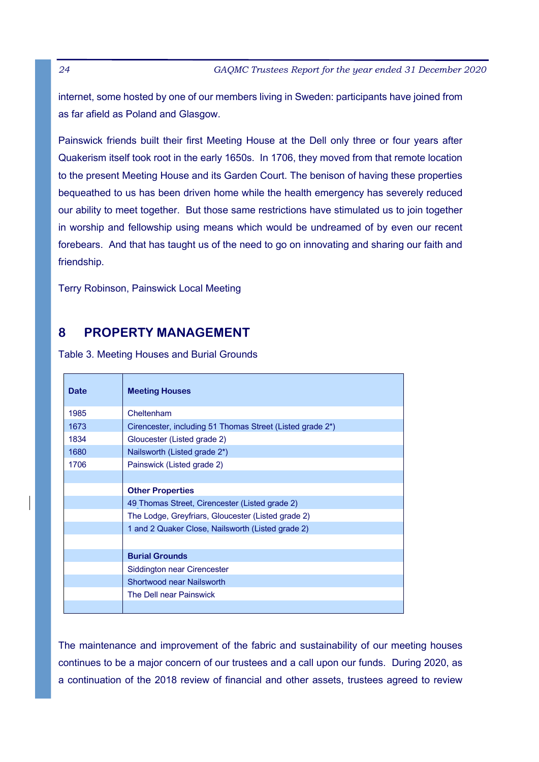internet, some hosted by one of our members living in Sweden: participants have joined from as far afield as Poland and Glasgow.

Painswick friends built their first Meeting House at the Dell only three or four years after Quakerism itself took root in the early 1650s. In 1706, they moved from that remote location to the present Meeting House and its Garden Court. The benison of having these properties bequeathed to us has been driven home while the health emergency has severely reduced our ability to meet together. But those same restrictions have stimulated us to join together in worship and fellowship using means which would be undreamed of by even our recent forebears. And that has taught us of the need to go on innovating and sharing our faith and friendship.

Terry Robinson, Painswick Local Meeting

## 8 PROPERTY MANAGEMENT

Table 3. Meeting Houses and Burial Grounds

| Date | Meeting Houses |
|---|---|
| 1985 | Cheltenham |
| 1673 | Cirencester, including 51 Thomas Street (Listed grade 2*) |
| 1834 | Gloucester (Listed grade 2) |
| 1680 | Nailsworth (Listed grade 2*) |
| 1706 | Painswick (Listed grade 2) |
| | |
| | **Other Properties** |
| | 49 Thomas Street, Cirencester (Listed grade 2) |
| | The Lodge, Greyfriars, Gloucester (Listed grade 2) |
| | 1 and 2 Quaker Close, Nailsworth (Listed grade 2) |
| | |
| | **Burial Grounds** |
| | Siddington near Cirencester |
| | Shortwood near Nailsworth |
| | The Dell near Painswick |
| | |

The maintenance and improvement of the fabric and sustainability of our meeting houses continues to be a major concern of our trustees and a call upon our funds. During 2020, as a continuation of the 2018 review of financial and other assets, trustees agreed to review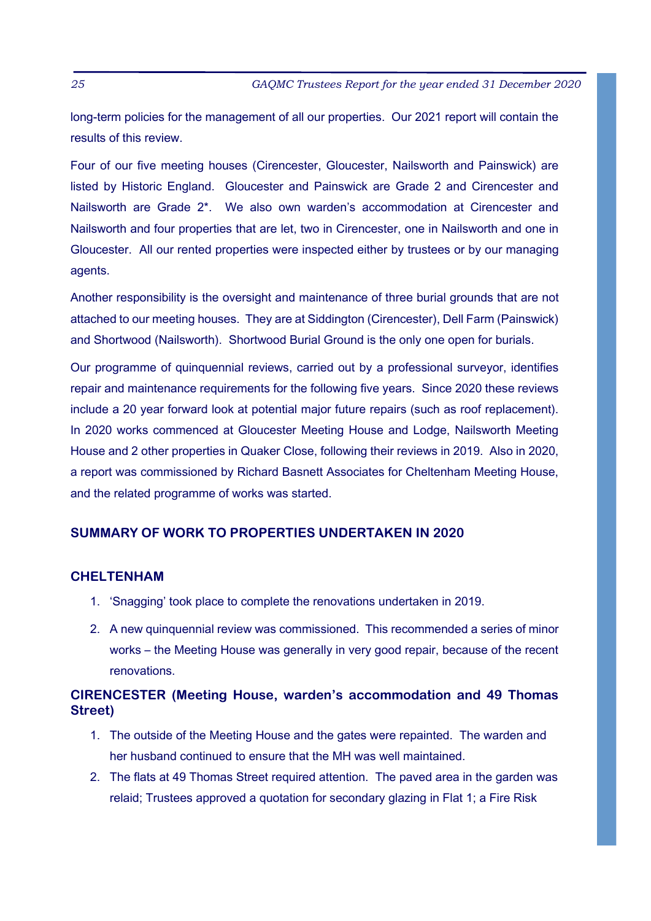long-term policies for the management of all our properties. Our 2021 report will contain the results of this review.

Four of our five meeting houses (Cirencester, Gloucester, Nailsworth and Painswick) are listed by Historic England. Gloucester and Painswick are Grade 2 and Cirencester and Nailsworth are Grade 2*. We also own warden's accommodation at Cirencester and Nailsworth and four properties that are let, two in Cirencester, one in Nailsworth and one in Gloucester. All our rented properties were inspected either by trustees or by our managing agents.

Another responsibility is the oversight and maintenance of three burial grounds that are not attached to our meeting houses. They are at Siddington (Cirencester), Dell Farm (Painswick) and Shortwood (Nailsworth). Shortwood Burial Ground is the only one open for burials.

Our programme of quinquennial reviews, carried out by a professional surveyor, identifies repair and maintenance requirements for the following five years. Since 2020 these reviews include a 20 year forward look at potential major future repairs (such as roof replacement). In 2020 works commenced at Gloucester Meeting House and Lodge, Nailsworth Meeting House and 2 other properties in Quaker Close, following their reviews in 2019. Also in 2020, a report was commissioned by Richard Basnett Associates for Cheltenham Meeting House, and the related programme of works was started.

## SUMMARY OF WORK TO PROPERTIES UNDERTAKEN IN 2020

### CHELTENHAM

1. 'Snagging' took place to complete the renovations undertaken in 2019.
2. A new quinquennial review was commissioned. This recommended a series of minor works – the Meeting House was generally in very good repair, because of the recent renovations.

### CIRENCESTER (Meeting House, warden's accommodation and 49 Thomas Street)

1. The outside of the Meeting House and the gates were repainted. The warden and her husband continued to ensure that the MH was well maintained.
2. The flats at 49 Thomas Street required attention. The paved area in the garden was relaid; Trustees approved a quotation for secondary glazing in Flat 1; a Fire Risk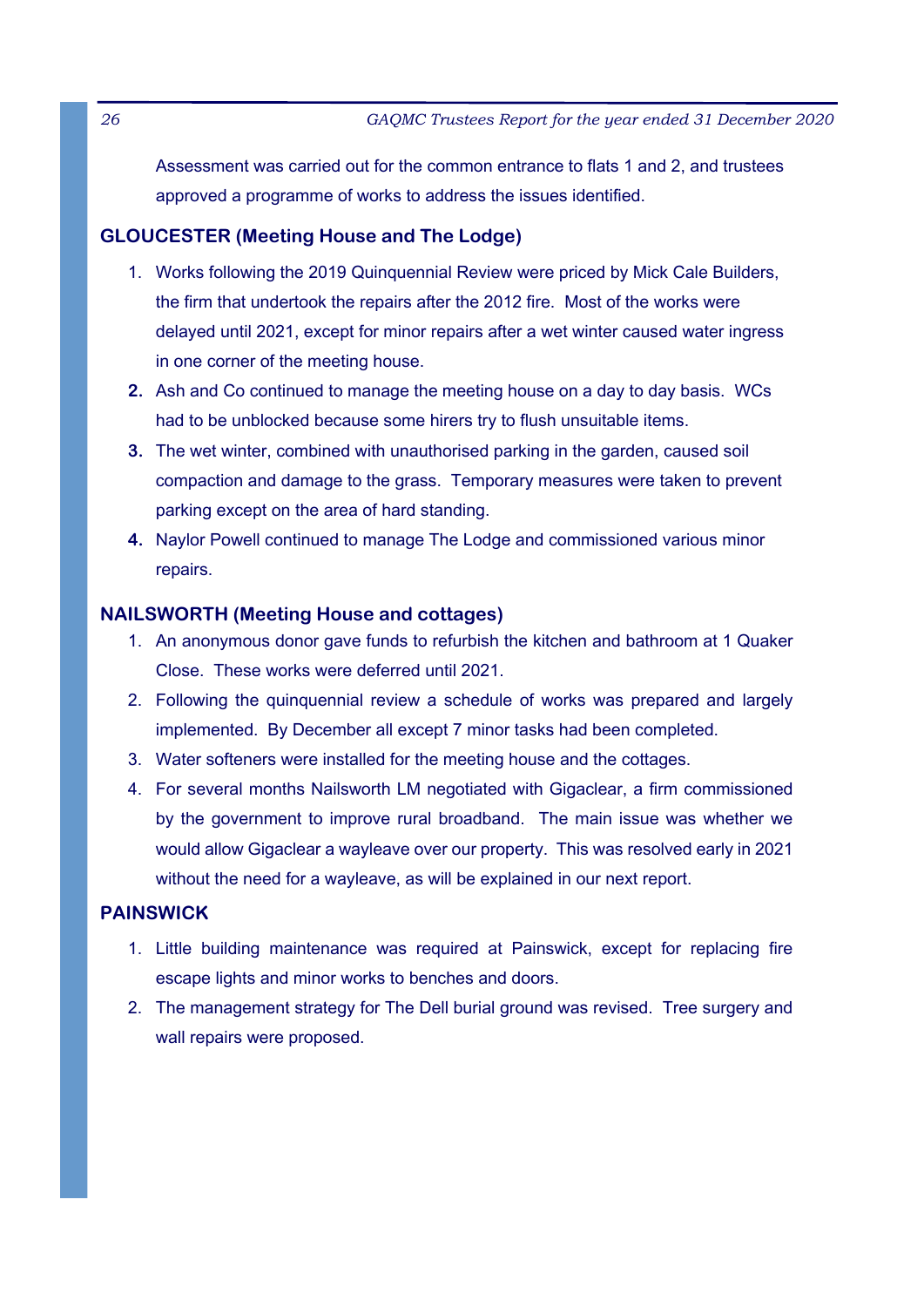Assessment was carried out for the common entrance to flats 1 and 2, and trustees approved a programme of works to address the issues identified.

## GLOUCESTER (Meeting House and The Lodge)

1. Works following the 2019 Quinquennial Review were priced by Mick Cale Builders, the firm that undertook the repairs after the 2012 fire. Most of the works were delayed until 2021, except for minor repairs after a wet winter caused water ingress in one corner of the meeting house.
2. Ash and Co continued to manage the meeting house on a day to day basis. WCs had to be unblocked because some hirers try to flush unsuitable items.
3. The wet winter, combined with unauthorised parking in the garden, caused soil compaction and damage to the grass. Temporary measures were taken to prevent parking except on the area of hard standing.
4. Naylor Powell continued to manage The Lodge and commissioned various minor repairs.

## NAILSWORTH (Meeting House and cottages)

1. An anonymous donor gave funds to refurbish the kitchen and bathroom at 1 Quaker Close. These works were deferred until 2021.
2. Following the quinquennial review a schedule of works was prepared and largely implemented. By December all except 7 minor tasks had been completed.
3. Water softeners were installed for the meeting house and the cottages.
4. For several months Nailsworth LM negotiated with Gigaclear, a firm commissioned by the government to improve rural broadband. The main issue was whether we would allow Gigaclear a wayleave over our property. This was resolved early in 2021 without the need for a wayleave, as will be explained in our next report.

## PAINSWICK

1. Little building maintenance was required at Painswick, except for replacing fire escape lights and minor works to benches and doors.
2. The management strategy for The Dell burial ground was revised. Tree surgery and wall repairs were proposed.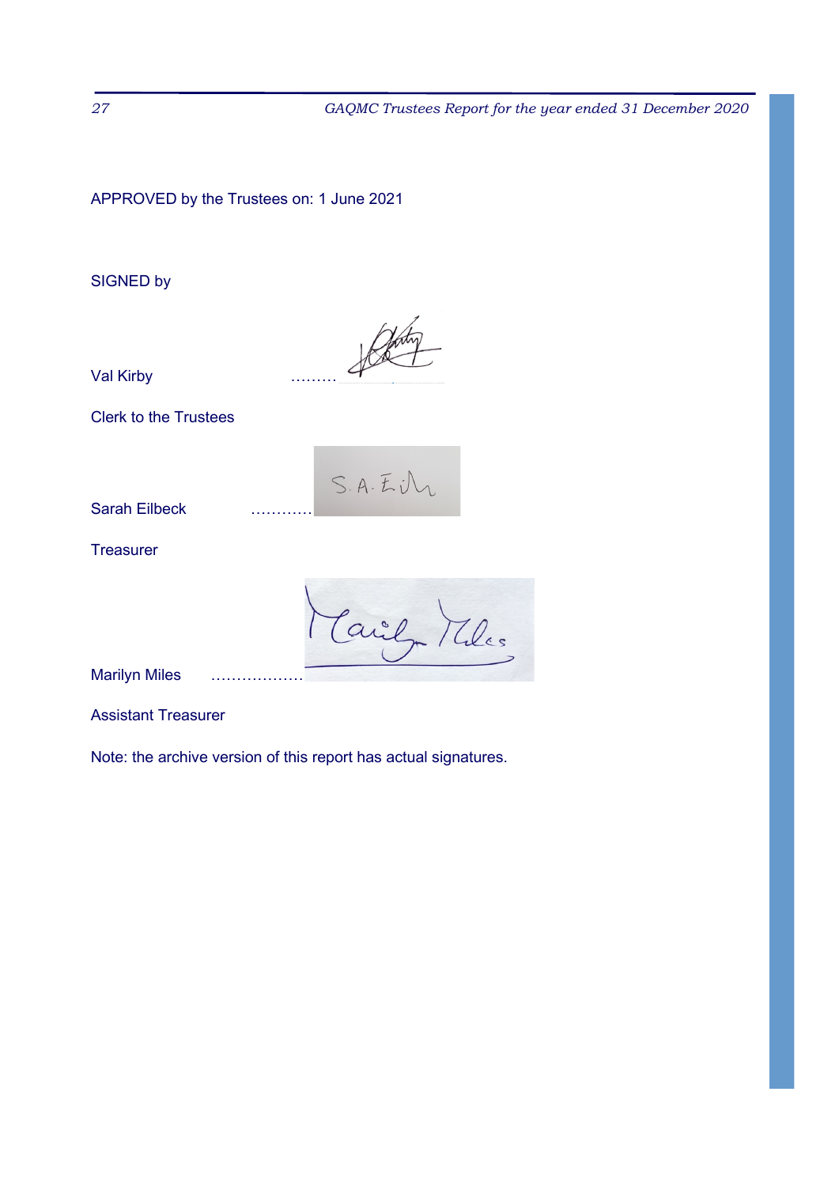APPROVED by the Trustees on: 1 June 2021

SIGNED by

Val Kirby ………

Clerk to the Trustees

Sarah Eilbeck …………

Treasurer

Marilyn Miles ………………

Assistant Treasurer

Note: the archive version of this report has actual signatures.